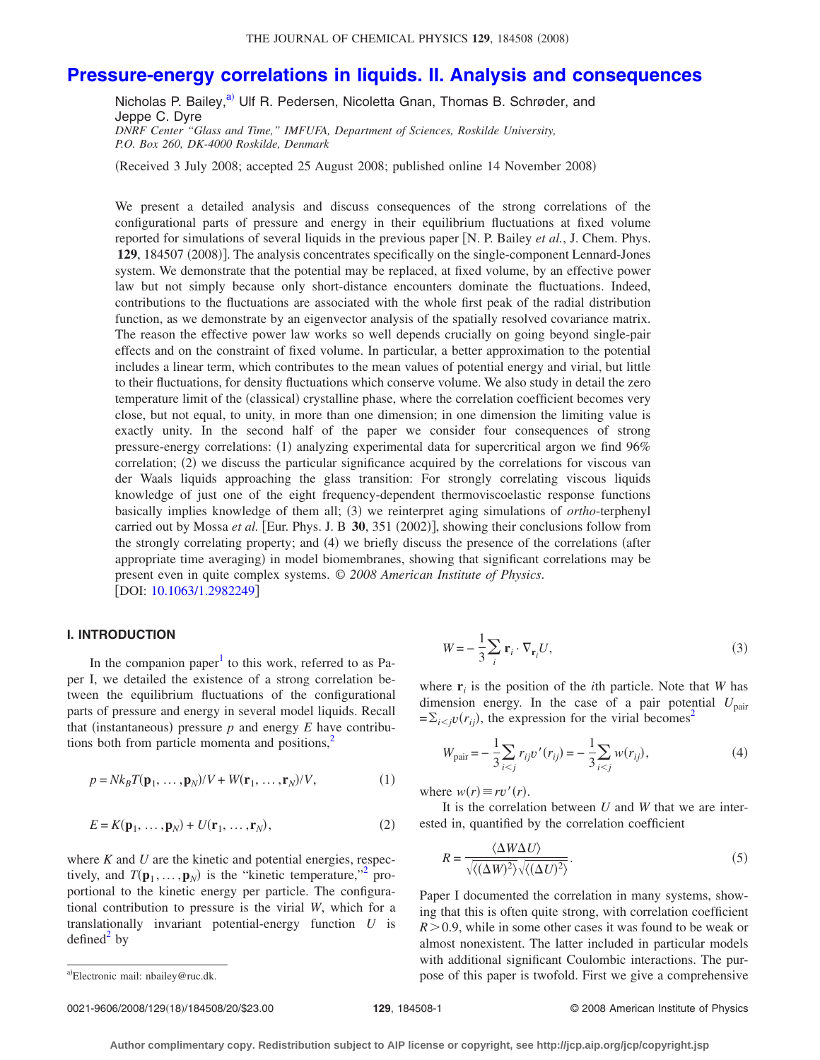# Pressure-energy correlations in liquids. II. Analysis and consequences

Nicholas P. Bailey,[a] Ulf R. Pedersen, Nicoletta Gnan, Thomas B. Schrøder, and Jeppe C. Dyre

*DNRF Center "Glass and Time," IMFUFA, Department of Sciences, Roskilde University, P.O. Box 260, DK-4000 Roskilde, Denmark*

(Received 3 July 2008; accepted 25 August 2008; published online 14 November 2008)

We present a detailed analysis and discuss consequences of the strong correlations of the configurational parts of pressure and energy in their equilibrium fluctuations at fixed volume reported for simulations of several liquids in the previous paper [N. P. Bailey *et al.*, J. Chem. Phys. **129**, 184507 (2008)]. The analysis concentrates specifically on the single-component Lennard-Jones system. We demonstrate that the potential may be replaced, at fixed volume, by an effective power law but not simply because only short-distance encounters dominate the fluctuations. Indeed, contributions to the fluctuations are associated with the whole first peak of the radial distribution function, as we demonstrate by an eigenvector analysis of the spatially resolved covariance matrix. The reason the effective power law works so well depends crucially on going beyond single-pair effects and on the constraint of fixed volume. In particular, a better approximation to the potential includes a linear term, which contributes to the mean values of potential energy and virial, but little to their fluctuations, for density fluctuations which conserve volume. We also study in detail the zero temperature limit of the (classical) crystalline phase, where the correlation coefficient becomes very close, but not equal, to unity, in more than one dimension; in one dimension the limiting value is exactly unity. In the second half of the paper we consider four consequences of strong pressure-energy correlations: (1) analyzing experimental data for supercritical argon we find 96% correlation; (2) we discuss the particular significance acquired by the correlations for viscous van der Waals liquids approaching the glass transition: For strongly correlating viscous liquids knowledge of just one of the eight frequency-dependent thermoviscoelastic response functions basically implies knowledge of them all; (3) we reinterpret aging simulations of *ortho*-terphenyl carried out by Mossa *et al.* [Eur. Phys. J. B **30**, 351 (2002)], showing their conclusions follow from the strongly correlating property; and (4) we briefly discuss the presence of the correlations (after appropriate time averaging) in model biomembranes, showing that significant correlations may be present even in quite complex systems. © *2008 American Institute of Physics*. [DOI: 10.1063/1.2982249]

## I. INTRODUCTION

In the companion paper[1] to this work, referred to as Paper I, we detailed the existence of a strong correlation between the equilibrium fluctuations of the configurational parts of pressure and energy in several model liquids. Recall that (instantaneous) pressure $p$ and energy $E$ have contributions both from particle momenta and positions,[2]

$$p = Nk_BT(\mathbf{p}_1, \ldots, \mathbf{p}_N)/V + W(\mathbf{r}_1, \ldots, \mathbf{r}_N)/V, \tag{1}$$

$$E = K(\mathbf{p}_1, \ldots, \mathbf{p}_N) + U(\mathbf{r}_1, \ldots, \mathbf{r}_N), \tag{2}$$

where $K$ and $U$ are the kinetic and potential energies, respectively, and $T(\mathbf{p}_1, \ldots, \mathbf{p}_N)$ is the "kinetic temperature,"[2] proportional to the kinetic energy per particle. The configurational contribution to pressure is the virial $W$, which for a translationally invariant potential-energy function $U$ is defined[2] by

$$W = -\frac{1}{3}\sum_i \mathbf{r}_i \cdot \nabla_{\mathbf{r}_i} U, \tag{3}$$

where $\mathbf{r}_i$ is the position of the $i$th particle. Note that $W$ has dimension energy. In the case of a pair potential $U_{\text{pair}} = \sum_{i<j} v(r_{ij})$, the expression for the virial becomes[2]

$$W_{\text{pair}} = -\frac{1}{3}\sum_{i<j} r_{ij} v'(r_{ij}) = -\frac{1}{3}\sum_{i<j} w(r_{ij}), \tag{4}$$

where $w(r) \equiv r v'(r)$.

It is the correlation between $U$ and $W$ that we are interested in, quantified by the correlation coefficient

$$R = \frac{\langle \Delta W \Delta U \rangle}{\sqrt{\langle (\Delta W)^2 \rangle}\sqrt{\langle (\Delta U)^2 \rangle}}. \tag{5}$$

Paper I documented the correlation in many systems, showing that this is often quite strong, with correlation coefficient $R > 0.9$, while in some other cases it was found to be weak or almost nonexistent. The latter included in particular models with additional significant Coulombic interactions. The purpose of this paper is twofold. First we give a comprehensive

[a]Electronic mail: nbailey@ruc.dk.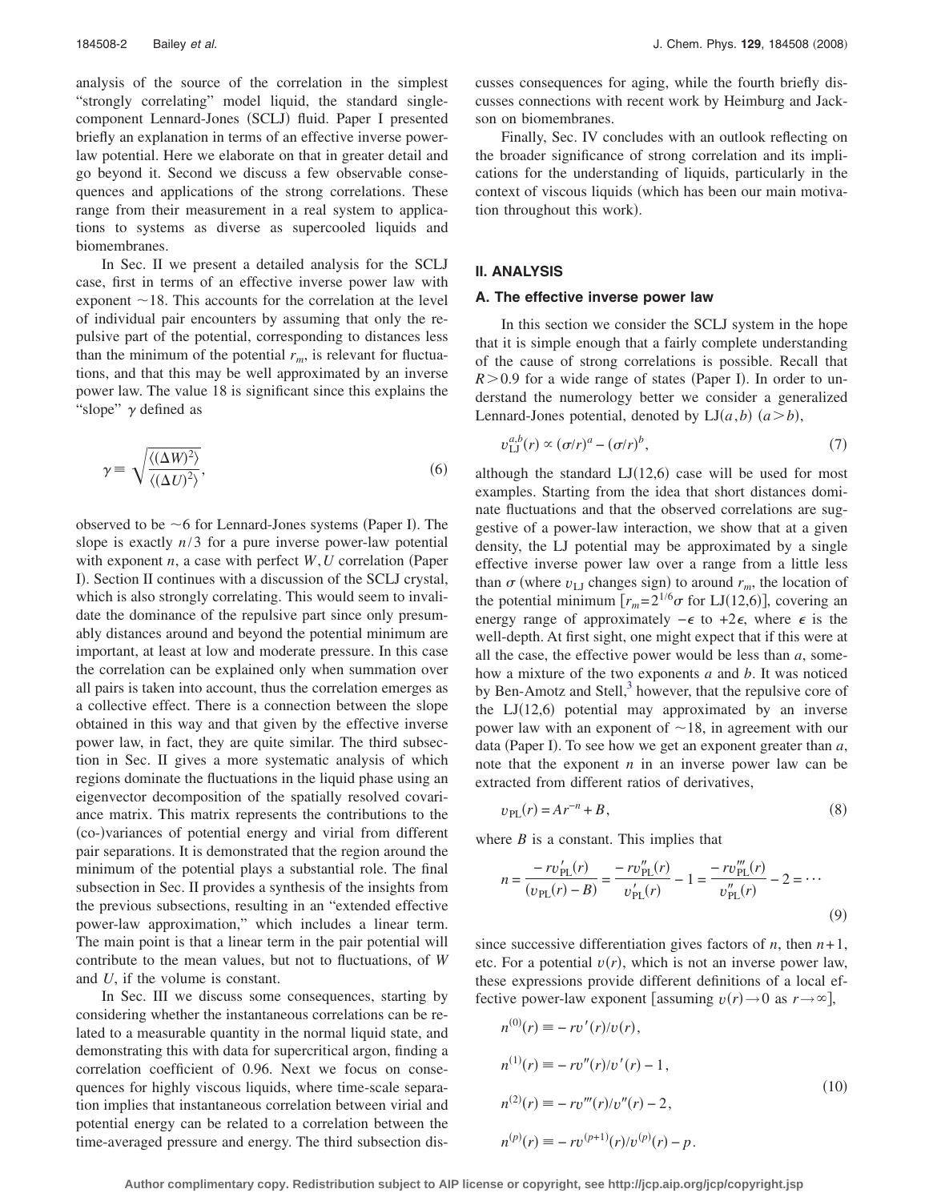analysis of the source of the correlation in the simplest "strongly correlating" model liquid, the standard single-component Lennard-Jones (SCLJ) fluid. Paper I presented briefly an explanation in terms of an effective inverse power-law potential. Here we elaborate on that in greater detail and go beyond it. Second we discuss a few observable consequences and applications of the strong correlations. These range from their measurement in a real system to applications to systems as diverse as supercooled liquids and biomembranes.

In Sec. II we present a detailed analysis for the SCLJ case, first in terms of an effective inverse power law with exponent $\sim 18$. This accounts for the correlation at the level of individual pair encounters by assuming that only the repulsive part of the potential, corresponding to distances less than the minimum of the potential $r_m$, is relevant for fluctuations, and that this may be well approximated by an inverse power law. The value 18 is significant since this explains the "slope" $\gamma$ defined as

$$\gamma \equiv \sqrt{\frac{\langle (\Delta W)^2 \rangle}{\langle (\Delta U)^2 \rangle}}, \tag{6}$$

observed to be $\sim 6$ for Lennard-Jones systems (Paper I). The slope is exactly $n/3$ for a pure inverse power-law potential with exponent $n$, a case with perfect $W,U$ correlation (Paper I). Section II continues with a discussion of the SCLJ crystal, which is also strongly correlating. This would seem to invalidate the dominance of the repulsive part since only presumably distances around and beyond the potential minimum are important, at least at low and moderate pressure. In this case the correlation can be explained only when summation over all pairs is taken into account, thus the correlation emerges as a collective effect. There is a connection between the slope obtained in this way and that given by the effective inverse power law, in fact, they are quite similar. The third subsection in Sec. II gives a more systematic analysis of which regions dominate the fluctuations in the liquid phase using an eigenvector decomposition of the spatially resolved covariance matrix. This matrix represents the contributions to the (co-)variances of potential energy and virial from different pair separations. It is demonstrated that the region around the minimum of the potential plays a substantial role. The final subsection in Sec. II provides a synthesis of the insights from the previous subsections, resulting in an "extended effective power-law approximation," which includes a linear term. The main point is that a linear term in the pair potential will contribute to the mean values, but not to fluctuations, of $W$ and $U$, if the volume is constant.

In Sec. III we discuss some consequences, starting by considering whether the instantaneous correlations can be related to a measurable quantity in the normal liquid state, and demonstrating this with data for supercritical argon, finding a correlation coefficient of 0.96. Next we focus on consequences for highly viscous liquids, where time-scale separation implies that instantaneous correlation between virial and potential energy can be related to a correlation between the time-averaged pressure and energy. The third subsection discusses consequences for aging, while the fourth briefly discusses connections with recent work by Heimburg and Jackson on biomembranes.

Finally, Sec. IV concludes with an outlook reflecting on the broader significance of strong correlation and its implications for the understanding of liquids, particularly in the context of viscous liquids (which has been our main motivation throughout this work).

## II. ANALYSIS

### A. The effective inverse power law

In this section we consider the SCLJ system in the hope that it is simple enough that a fairly complete understanding of the cause of strong correlations is possible. Recall that $R > 0.9$ for a wide range of states (Paper I). In order to understand the numerology better we consider a generalized Lennard-Jones potential, denoted by LJ$(a,b)$ $(a > b)$,

$$v_{\mathrm{LJ}}^{a,b}(r) \propto (\sigma/r)^a - (\sigma/r)^b, \tag{7}$$

although the standard LJ(12,6) case will be used for most examples. Starting from the idea that short distances dominate fluctuations and that the observed correlations are suggestive of a power-law interaction, we show that at a given density, the LJ potential may be approximated by a single effective inverse power law over a range from a little less than $\sigma$ (where $v_{\mathrm{LJ}}$ changes sign) to around $r_m$, the location of the potential minimum [$r_m = 2^{1/6}\sigma$ for LJ(12,6)], covering an energy range of approximately $-\epsilon$ to $+2\epsilon$, where $\epsilon$ is the well-depth. At first sight, one might expect that if this were at all the case, the effective power would be less than $a$, somehow a mixture of the two exponents $a$ and $b$. It was noticed by Ben-Amotz and Stell,[3] however, that the repulsive core of the LJ(12,6) potential may approximated by an inverse power law with an exponent of $\sim 18$, in agreement with our data (Paper I). To see how we get an exponent greater than $a$, note that the exponent $n$ in an inverse power law can be extracted from different ratios of derivatives,

$$v_{\mathrm{PL}}(r) = Ar^{-n} + B, \tag{8}$$

where $B$ is a constant. This implies that

$$n = \frac{-rv'_{\mathrm{PL}}(r)}{(v_{\mathrm{PL}}(r) - B)} = \frac{-rv''_{\mathrm{PL}}(r)}{v'_{\mathrm{PL}}(r)} - 1 = \frac{-rv'''_{\mathrm{PL}}(r)}{v''_{\mathrm{PL}}(r)} - 2 = \cdots \tag{9}$$

since successive differentiation gives factors of $n$, then $n+1$, etc. For a potential $v(r)$, which is not an inverse power law, these expressions provide different definitions of a local effective power-law exponent [assuming $v(r) \to 0$ as $r \to \infty$],

$$\begin{aligned}
n^{(0)}(r) &\equiv -rv'(r)/v(r), \\
n^{(1)}(r) &\equiv -rv''(r)/v'(r) - 1, \\
n^{(2)}(r) &\equiv -rv'''(r)/v''(r) - 2, \\
n^{(p)}(r) &\equiv -rv^{(p+1)}(r)/v^{(p)}(r) - p.
\end{aligned} \tag{10}$$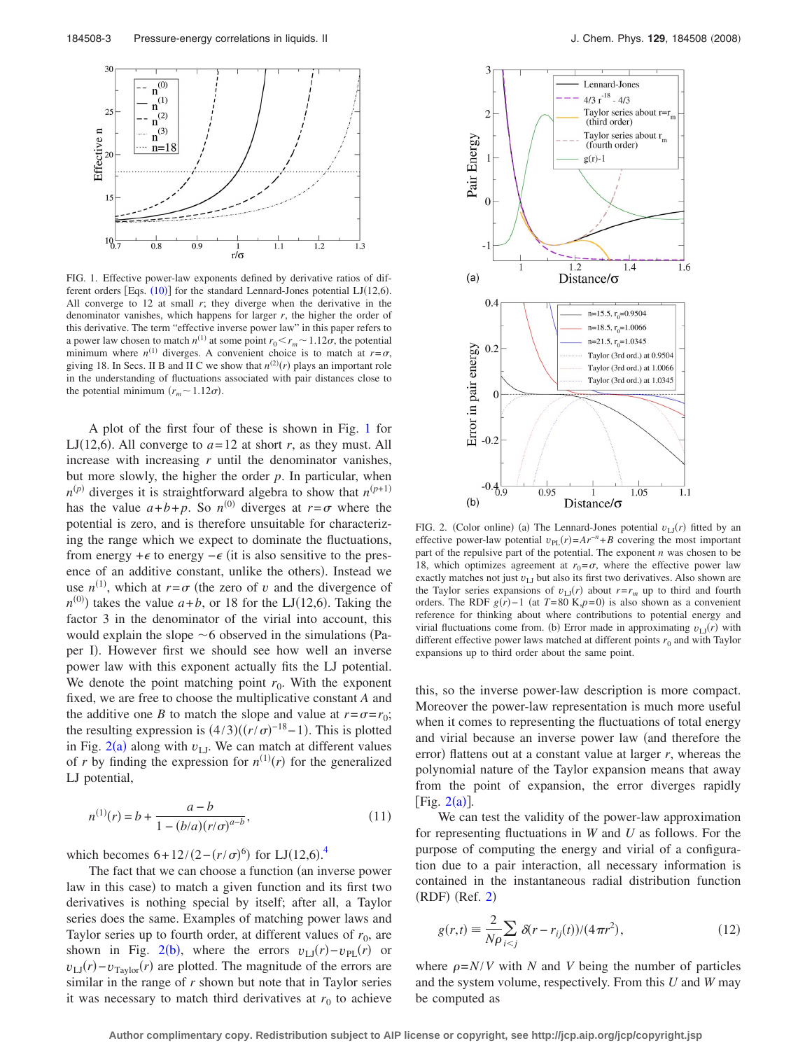FIG. 1. Effective power-law exponents defined by derivative ratios of different orders [Eqs. (10)] for the standard Lennard-Jones potential LJ(12,6). All converge to 12 at small $r$; they diverge when the derivative in the denominator vanishes, which happens for larger $r$, the higher the order of this derivative. The term "effective inverse power law" in this paper refers to a power law chosen to match $n^{(1)}$ at some point $r_0 < r_m \sim 1.12\sigma$, the potential minimum where $n^{(1)}$ diverges. A convenient choice is to match at $r=\sigma$, giving 18. In Secs. II B and II C we show that $n^{(2)}(r)$ plays an important role in the understanding of fluctuations associated with pair distances close to the potential minimum ($r_m \sim 1.12\sigma$).

A plot of the first four of these is shown in Fig. 1 for LJ(12,6). All converge to $a=12$ at short $r$, as they must. All increase with increasing $r$ until the denominator vanishes, but more slowly, the higher the order $p$. In particular, when $n^{(p)}$ diverges it is straightforward algebra to show that $n^{(p+1)}$ has the value $a+b+p$. So $n^{(0)}$ diverges at $r=\sigma$ where the potential is zero, and is therefore unsuitable for characterizing the range which we expect to dominate the fluctuations, from energy $+\epsilon$ to energy $-\epsilon$ (it is also sensitive to the presence of an additive constant, unlike the others). Instead we use $n^{(1)}$, which at $r=\sigma$ (the zero of $v$ and the divergence of $n^{(0)}$) takes the value $a+b$, or 18 for the LJ(12,6). Taking the factor 3 in the denominator of the virial into account, this would explain the slope $\sim 6$ observed in the simulations (Paper I). However first we should see how well an inverse power law with this exponent actually fits the LJ potential. We denote the point matching point $r_0$. With the exponent fixed, we are free to choose the multiplicative constant $A$ and the additive one $B$ to match the slope and value at $r=\sigma=r_0$; the resulting expression is $(4/3)((r/\sigma)^{-18}-1)$. This is plotted in Fig. 2(a) along with $v_{\mathrm{LJ}}$. We can match at different values of $r$ by finding the expression for $n^{(1)}(r)$ for the generalized LJ potential,

$$n^{(1)}(r) = b + \frac{a-b}{1-(b/a)(r/\sigma)^{a-b}}, \tag{11}$$

which becomes $6+12/(2-(r/\sigma)^6)$ for LJ(12,6).[4]

The fact that we can choose a function (an inverse power law in this case) to match a given function and its first two derivatives is nothing special by itself; after all, a Taylor series does the same. Examples of matching power laws and Taylor series up to fourth order, at different values of $r_0$, are shown in Fig. 2(b), where the errors $v_{\mathrm{LJ}}(r)-v_{\mathrm{PL}}(r)$ or $v_{\mathrm{LJ}}(r)-v_{\mathrm{Taylor}}(r)$ are plotted. The magnitude of the errors are similar in the range of $r$ shown but note that in Taylor series it was necessary to match third derivatives at $r_0$ to achieve this, so the inverse power-law description is more compact. Moreover the power-law representation is much more useful when it comes to representing the fluctuations of total energy and virial because an inverse power law (and therefore the error) flattens out at a constant value at larger $r$, whereas the polynomial nature of the Taylor expansion means that away from the point of expansion, the error diverges rapidly [Fig. 2(a)].

FIG. 2. (Color online) (a) The Lennard-Jones potential $v_{\mathrm{LJ}}(r)$ fitted by an effective power-law potential $v_{\mathrm{PL}}(r)=Ar^{-n}+B$ covering the most important part of the repulsive part of the potential. The exponent $n$ was chosen to be 18, which optimizes agreement at $r_0=\sigma$, where the effective power law exactly matches not just $v_{\mathrm{LJ}}$ but also its first two derivatives. Also shown are the Taylor series expansions of $v_{\mathrm{LJ}}(r)$ about $r=r_m$ up to third and fourth orders. The RDF $g(r)-1$ (at $T=80$ K, $p=0$) is also shown as a convenient reference for thinking about where contributions to potential energy and virial fluctuations come from. (b) Error made in approximating $v_{\mathrm{LJ}}(r)$ with different effective power laws matched at different points $r_0$ and with Taylor expansions up to third order about the same point.

We can test the validity of the power-law approximation for representing fluctuations in $W$ and $U$ as follows. For the purpose of computing the energy and virial of a configuration due to a pair interaction, all necessary information is contained in the instantaneous radial distribution function (RDF) (Ref. 2)

$$g(r,t) \equiv \frac{2}{N\rho}\sum_{i<j} \delta(r-r_{ij}(t))/(4\pi r^2), \tag{12}$$

where $\rho=N/V$ with $N$ and $V$ being the number of particles and the system volume, respectively. From this $U$ and $W$ may be computed as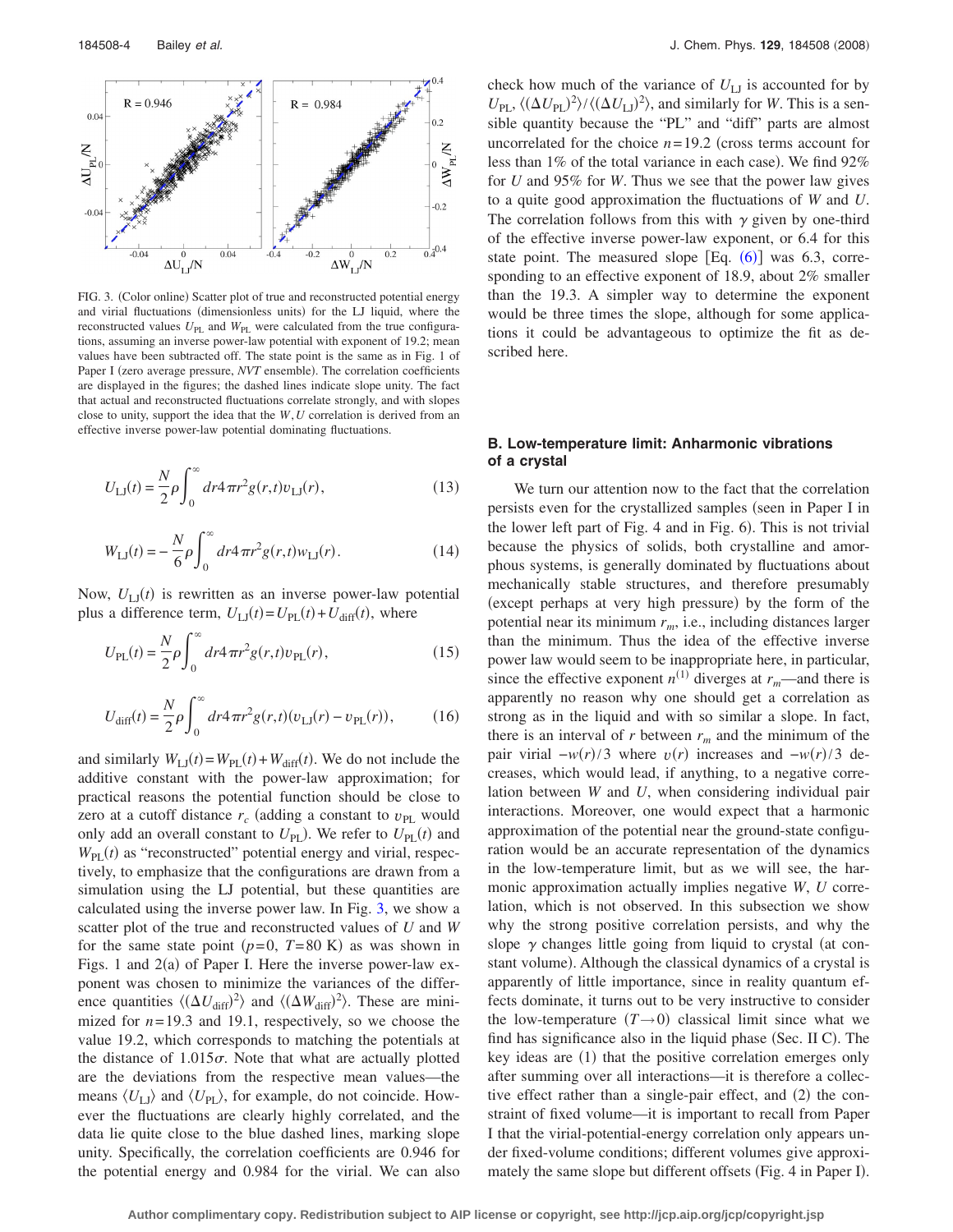FIG. 3. (Color online) Scatter plot of true and reconstructed potential energy and virial fluctuations (dimensionless units) for the LJ liquid, where the reconstructed values $U_{\rm PL}$ and $W_{\rm PL}$ were calculated from the true configurations, assuming an inverse power-law potential with exponent of 19.2; mean values have been subtracted off. The state point is the same as in Fig. 1 of Paper I (zero average pressure, *NVT* ensemble). The correlation coefficients are displayed in the figures; the dashed lines indicate slope unity. The fact that actual and reconstructed fluctuations correlate strongly, and with slopes close to unity, support the idea that the $W,U$ correlation is derived from an effective inverse power-law potential dominating fluctuations.

$$U_{\rm LJ}(t) = \frac{N}{2}\rho \int_0^\infty dr 4\pi r^2 g(r,t) v_{\rm LJ}(r), \tag{13}$$

$$W_{\rm LJ}(t) = -\frac{N}{6}\rho \int_0^\infty dr 4\pi r^2 g(r,t) w_{\rm LJ}(r). \tag{14}$$

Now, $U_{\rm LJ}(t)$ is rewritten as an inverse power-law potential plus a difference term, $U_{\rm LJ}(t) = U_{\rm PL}(t) + U_{\rm diff}(t)$, where

$$U_{\rm PL}(t) = \frac{N}{2}\rho \int_0^\infty dr 4\pi r^2 g(r,t) v_{\rm PL}(r), \tag{15}$$

$$U_{\rm diff}(t) = \frac{N}{2}\rho \int_0^\infty dr 4\pi r^2 g(r,t)(v_{\rm LJ}(r) - v_{\rm PL}(r)), \tag{16}$$

and similarly $W_{\rm LJ}(t) = W_{\rm PL}(t) + W_{\rm diff}(t)$. We do not include the additive constant with the power-law approximation; for practical reasons the potential function should be close to zero at a cutoff distance $r_c$ (adding a constant to $v_{\rm PL}$ would only add an overall constant to $U_{\rm PL}$). We refer to $U_{\rm PL}(t)$ and $W_{\rm PL}(t)$ as "reconstructed" potential energy and virial, respectively, to emphasize that the configurations are drawn from a simulation using the LJ potential, but these quantities are calculated using the inverse power law. In Fig. 3, we show a scatter plot of the true and reconstructed values of $U$ and $W$ for the same state point ($p=0$, $T=80$ K) as was shown in Figs. 1 and 2(a) of Paper I. Here the inverse power-law exponent was chosen to minimize the variances of the difference quantities $\langle(\Delta U_{\rm diff})^2\rangle$ and $\langle(\Delta W_{\rm diff})^2\rangle$. These are minimized for $n=19.3$ and 19.1, respectively, so we choose the value 19.2, which corresponds to matching the potentials at the distance of $1.015\sigma$. Note that what are actually plotted are the deviations from the respective mean values—the means $\langle U_{\rm LJ}\rangle$ and $\langle U_{\rm PL}\rangle$, for example, do not coincide. However the fluctuations are clearly highly correlated, and the data lie quite close to the blue dashed lines, marking slope unity. Specifically, the correlation coefficients are 0.946 for the potential energy and 0.984 for the virial. We can also check how much of the variance of $U_{\rm LJ}$ is accounted for by $U_{\rm PL}$, $\langle(\Delta U_{\rm PL})^2\rangle / \langle(\Delta U_{\rm LJ})^2\rangle$, and similarly for $W$. This is a sensible quantity because the "PL" and "diff" parts are almost uncorrelated for the choice $n=19.2$ (cross terms account for less than 1% of the total variance in each case). We find 92% for $U$ and 95% for $W$. Thus we see that the power law gives to a quite good approximation the fluctuations of $W$ and $U$. The correlation follows from this with $\gamma$ given by one-third of the effective inverse power-law exponent, or 6.4 for this state point. The measured slope [Eq. (6)] was 6.3, corresponding to an effective exponent of 18.9, about 2% smaller than the 19.3. A simpler way to determine the exponent would be three times the slope, although for some applications it could be advantageous to optimize the fit as described here.

### B. Low-temperature limit: Anharmonic vibrations of a crystal

We turn our attention now to the fact that the correlation persists even for the crystallized samples (seen in Paper I in the lower left part of Fig. 4 and in Fig. 6). This is not trivial because the physics of solids, both crystalline and amorphous systems, is generally dominated by fluctuations about mechanically stable structures, and therefore presumably (except perhaps at very high pressure) by the form of the potential near its minimum $r_m$, i.e., including distances larger than the minimum. Thus the idea of the effective inverse power law would seem to be inappropriate here, in particular, since the effective exponent $n^{(1)}$ diverges at $r_m$—and there is apparently no reason why one should get a correlation as strong as in the liquid and with so similar a slope. In fact, there is an interval of $r$ between $r_m$ and the minimum of the pair virial $-w(r)/3$ where $v(r)$ increases and $-w(r)/3$ decreases, which would lead, if anything, to a negative correlation between $W$ and $U$, when considering individual pair interactions. Moreover, one would expect that a harmonic approximation of the potential near the ground-state configuration would be an accurate representation of the dynamics in the low-temperature limit, but as we will see, the harmonic approximation actually implies negative $W$, $U$ correlation, which is not observed. In this subsection we show why the strong positive correlation persists, and why the slope $\gamma$ changes little going from liquid to crystal (at constant volume). Although the classical dynamics of a crystal is apparently of little importance, since in reality quantum effects dominate, it turns out to be very instructive to consider the low-temperature ($T\to 0$) classical limit since what we find has significance also in the liquid phase (Sec. II C). The key ideas are (1) that the positive correlation emerges only after summing over all interactions—it is therefore a collective effect rather than a single-pair effect, and (2) the constraint of fixed volume—it is important to recall from Paper I that the virial-potential-energy correlation only appears under fixed-volume conditions; different volumes give approximately the same slope but different offsets (Fig. 4 in Paper I).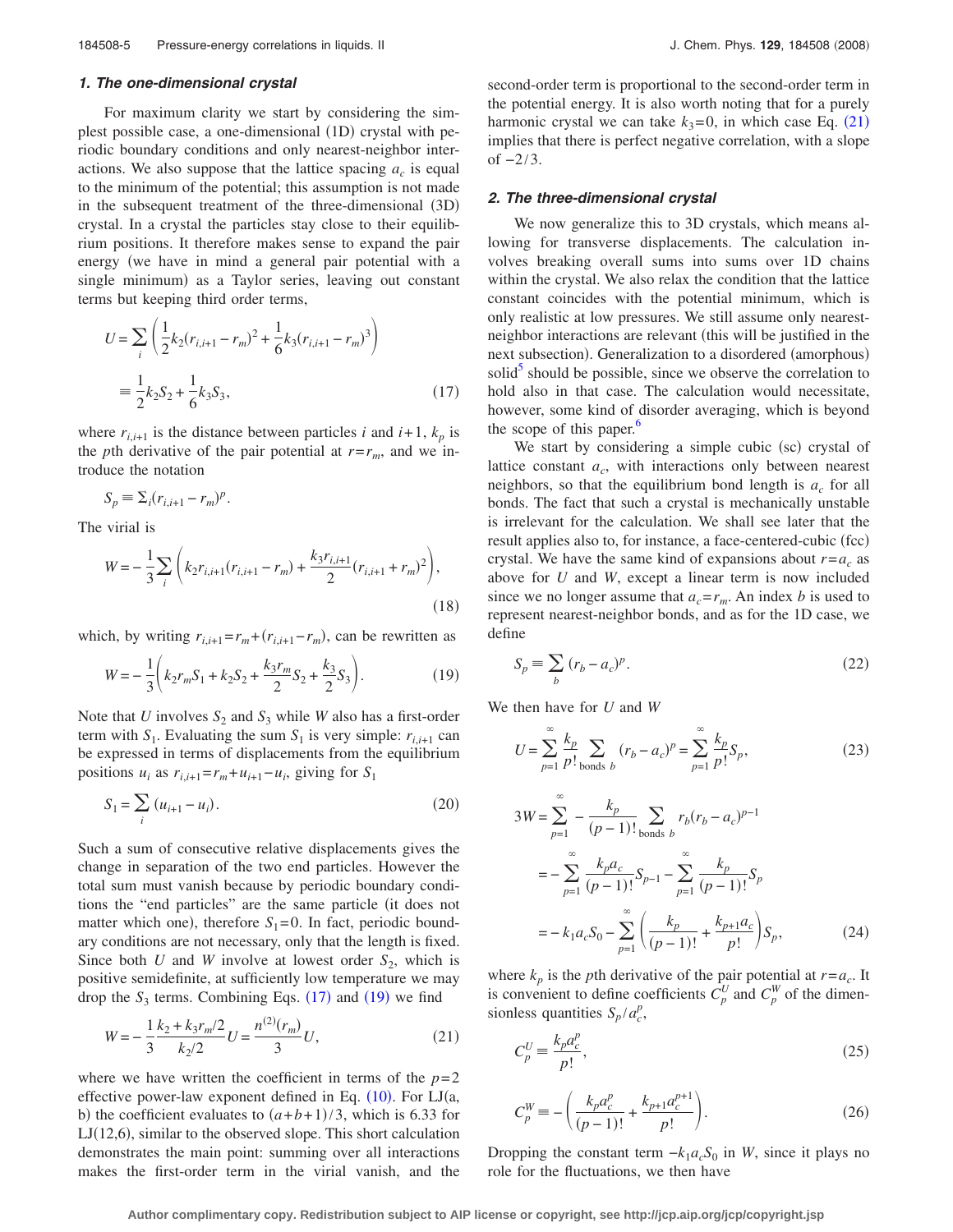### 1. The one-dimensional crystal

For maximum clarity we start by considering the simplest possible case, a one-dimensional (1D) crystal with periodic boundary conditions and only nearest-neighbor interactions. We also suppose that the lattice spacing $a_c$ is equal to the minimum of the potential; this assumption is not made in the subsequent treatment of the three-dimensional (3D) crystal. In a crystal the particles stay close to their equilibrium positions. It therefore makes sense to expand the pair energy (we have in mind a general pair potential with a single minimum) as a Taylor series, leaving out constant terms but keeping third order terms,

$$U = \sum_i \left( \frac{1}{2} k_2 (r_{i,i+1} - r_m)^2 + \frac{1}{6} k_3 (r_{i,i+1} - r_m)^3 \right) \equiv \frac{1}{2} k_2 S_2 + \frac{1}{6} k_3 S_3, \tag{17}$$

where $r_{i,i+1}$ is the distance between particles $i$ and $i+1$, $k_p$ is the $p$th derivative of the pair potential at $r=r_m$, and we introduce the notation

$$S_p \equiv \Sigma_i (r_{i,i+1} - r_m)^p.$$

The virial is

$$W = -\frac{1}{3} \sum_i \left( k_2 r_{i,i+1}(r_{i,i+1} - r_m) + \frac{k_3 r_{i,i+1}}{2}(r_{i,i+1} + r_m)^2 \right), \tag{18}$$

which, by writing $r_{i,i+1} = r_m + (r_{i,i+1} - r_m)$, can be rewritten as

$$W = -\frac{1}{3}\left( k_2 r_m S_1 + k_2 S_2 + \frac{k_3 r_m}{2} S_2 + \frac{k_3}{2} S_3 \right). \tag{19}$$

Note that $U$ involves $S_2$ and $S_3$ while $W$ also has a first-order term with $S_1$. Evaluating the sum $S_1$ is very simple: $r_{i,i+1}$ can be expressed in terms of displacements from the equilibrium positions $u_i$ as $r_{i,i+1} = r_m + u_{i+1} - u_i$, giving for $S_1$

$$S_1 = \sum_i (u_{i+1} - u_i). \tag{20}$$

Such a sum of consecutive relative displacements gives the change in separation of the two end particles. However the total sum must vanish because by periodic boundary conditions the "end particles" are the same particle (it does not matter which one), therefore $S_1 = 0$. In fact, periodic boundary conditions are not necessary, only that the length is fixed. Since both $U$ and $W$ involve at lowest order $S_2$, which is positive semidefinite, at sufficiently low temperature we may drop the $S_3$ terms. Combining Eqs. (17) and (19) we find

$$W = -\frac{1}{3} \frac{k_2 + k_3 r_m/2}{k_2/2} U = \frac{n^{(2)}(r_m)}{3} U, \tag{21}$$

where we have written the coefficient in terms of the $p=2$ effective power-law exponent defined in Eq. (10). For LJ(a, b) the coefficient evaluates to $(a+b+1)/3$, which is 6.33 for LJ(12,6), similar to the observed slope. This short calculation demonstrates the main point: summing over all interactions makes the first-order term in the virial vanish, and the second-order term is proportional to the second-order term in the potential energy. It is also worth noting that for a purely harmonic crystal we can take $k_3 = 0$, in which case Eq. (21) implies that there is perfect negative correlation, with a slope of $-2/3$.

### 2. The three-dimensional crystal

We now generalize this to 3D crystals, which means allowing for transverse displacements. The calculation involves breaking overall sums into sums over 1D chains within the crystal. We also relax the condition that the lattice constant coincides with the potential minimum, which is only realistic at low pressures. We still assume only nearest-neighbor interactions are relevant (this will be justified in the next subsection). Generalization to a disordered (amorphous) solid[5] should be possible, since we observe the correlation to hold also in that case. The calculation would necessitate, however, some kind of disorder averaging, which is beyond the scope of this paper.[6]

We start by considering a simple cubic (sc) crystal of lattice constant $a_c$, with interactions only between nearest neighbors, so that the equilibrium bond length is $a_c$ for all bonds. The fact that such a crystal is mechanically unstable is irrelevant for the calculation. We shall see later that the result applies also to, for instance, a face-centered-cubic (fcc) crystal. We have the same kind of expansions about $r = a_c$ as above for $U$ and $W$, except a linear term is now included since we no longer assume that $a_c = r_m$. An index $b$ is used to represent nearest-neighbor bonds, and as for the 1D case, we define

$$S_p \equiv \sum_b (r_b - a_c)^p. \tag{22}$$

We then have for $U$ and $W$

$$U = \sum_{p=1}^{\infty} \frac{k_p}{p!} \sum_{\text{bonds } b} (r_b - a_c)^p = \sum_{p=1}^{\infty} \frac{k_p}{p!} S_p, \tag{23}$$

$$\begin{aligned} 3W &= \sum_{p=1}^{\infty} -\frac{k_p}{(p-1)!} \sum_{\text{bonds } b} r_b (r_b - a_c)^{p-1} \\ &= -\sum_{p=1}^{\infty} \frac{k_p a_c}{(p-1)!} S_{p-1} - \sum_{p=1}^{\infty} \frac{k_p}{(p-1)!} S_p \\ &= -k_1 a_c S_0 - \sum_{p=1}^{\infty} \left( \frac{k_p}{(p-1)!} + \frac{k_{p+1} a_c}{p!} \right) S_p, \end{aligned} \tag{24}$$

where $k_p$ is the $p$th derivative of the pair potential at $r = a_c$. It is convenient to define coefficients $C_p^U$ and $C_p^W$ of the dimensionless quantities $S_p / a_c^p$,

$$C_p^U \equiv \frac{k_p a_c^p}{p!}, \tag{25}$$

$$C_p^W \equiv -\left( \frac{k_p a_c^p}{(p-1)!} + \frac{k_{p+1} a_c^{p+1}}{p!} \right). \tag{26}$$

Dropping the constant term $-k_1 a_c S_0$ in $W$, since it plays no role for the fluctuations, we then have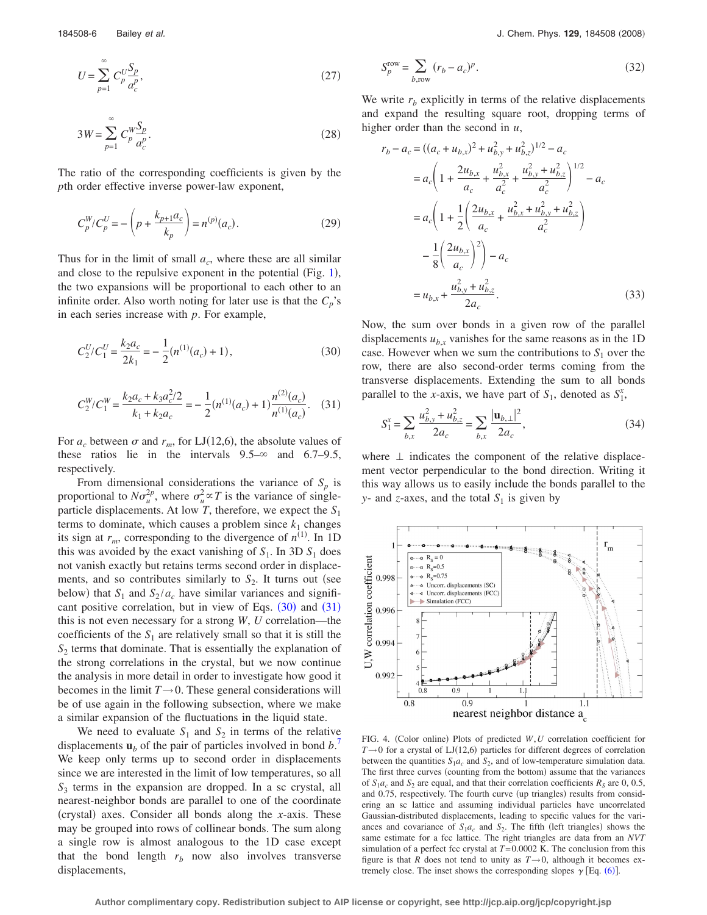$$U = \sum_{p=1}^{\infty} C_p^U \frac{S_p}{a_c^p}, \tag{27}$$

$$3W = \sum_{p=1}^{\infty} C_p^W \frac{S_p}{a_c^p}. \tag{28}$$

The ratio of the corresponding coefficients is given by the $p$th order effective inverse power-law exponent,

$$C_p^W / C_p^U = -\left(p + \frac{k_{p+1} a_c}{k_p}\right) = n^{(p)}(a_c). \tag{29}$$

Thus for in the limit of small $a_c$, where these are all similar and close to the repulsive exponent in the potential (Fig. 1), the two expansions will be proportional to each other to an infinite order. Also worth noting for later use is that the $C_p$'s in each series increase with $p$. For example,

$$C_2^U / C_1^U = \frac{k_2 a_c}{2k_1} = -\frac{1}{2}(n^{(1)}(a_c) + 1), \tag{30}$$

$$C_2^W / C_1^W = \frac{k_2 a_c + k_3 a_c^2/2}{k_1 + k_2 a_c} = -\frac{1}{2}(n^{(1)}(a_c) + 1)\frac{n^{(2)}(a_c)}{n^{(1)}(a_c)}. \tag{31}$$

For $a_c$ between $\sigma$ and $r_m$, for LJ(12,6), the absolute values of these ratios lie in the intervals 9.5–∞ and 6.7–9.5, respectively.

From dimensional considerations the variance of $S_p$ is proportional to $N\sigma_u^{2p}$, where $\sigma_u^2 \propto T$ is the variance of single-particle displacements. At low $T$, therefore, we expect the $S_1$ terms to dominate, which causes a problem since $k_1$ changes its sign at $r_m$, corresponding to the divergence of $n^{(1)}$. In 1D this was avoided by the exact vanishing of $S_1$. In 3D $S_1$ does not vanish exactly but retains terms second order in displacements, and so contributes similarly to $S_2$. It turns out (see below) that $S_1$ and $S_2/a_c$ have similar variances and significant positive correlation, but in view of Eqs. (30) and (31) this is not even necessary for a strong $W, U$ correlation—the coefficients of the $S_1$ are relatively small so that it is still the $S_2$ terms that dominate. That is essentially the explanation of the strong correlations in the crystal, but we now continue the analysis in more detail in order to investigate how good it becomes in the limit $T \to 0$. These general considerations will be of use again in the following subsection, where we make a similar expansion of the fluctuations in the liquid state.

We need to evaluate $S_1$ and $S_2$ in terms of the relative displacements $\mathbf{u}_b$ of the pair of particles involved in bond $b$.[7] We keep only terms up to second order in displacements since we are interested in the limit of low temperatures, so all $S_3$ terms in the expansion are dropped. In a sc crystal, all nearest-neighbor bonds are parallel to one of the coordinate (crystal) axes. Consider all bonds along the $x$-axis. These may be grouped into rows of collinear bonds. The sum along a single row is almost analogous to the 1D case except that the bond length $r_b$ now also involves transverse displacements,

$$S_p^{\text{row}} = \sum_{b,\text{row}} (r_b - a_c)^p. \tag{32}$$

We write $r_b$ explicitly in terms of the relative displacements and expand the resulting square root, dropping terms of higher order than the second in $u$,

$$\begin{aligned}
r_b - a_c &= ((a_c + u_{b,x})^2 + u_{b,y}^2 + u_{b,z}^2)^{1/2} - a_c \\
&= a_c\left(1 + \frac{2u_{b,x}}{a_c} + \frac{u_{b,x}^2}{a_c^2} + \frac{u_{b,y}^2 + u_{b,z}^2}{a_c^2}\right)^{1/2} - a_c \\
&= a_c\left(1 + \frac{1}{2}\left(\frac{2u_{b,x}}{a_c} + \frac{u_{b,x}^2 + u_{b,y}^2 + u_{b,z}^2}{a_c^2}\right) \right. \\
&\quad \left. - \frac{1}{8}\left(\frac{2u_{b,x}}{a_c}\right)^2\right) - a_c \\
&= u_{b,x} + \frac{u_{b,y}^2 + u_{b,z}^2}{2a_c}.
\end{aligned} \tag{33}$$

Now, the sum over bonds in a given row of the parallel displacements $u_{b,x}$ vanishes for the same reasons as in the 1D case. However when we sum the contributions to $S_1$ over the row, there are also second-order terms coming from the transverse displacements. Extending the sum to all bonds parallel to the $x$-axis, we have part of $S_1$, denoted as $S_1^x$,

$$S_1^x = \sum_{b,x} \frac{u_{b,y}^2 + u_{b,z}^2}{2a_c} = \sum_{b,x} \frac{|\mathbf{u}_{b,\perp}|^2}{2a_c}, \tag{34}$$

where $\perp$ indicates the component of the relative displacement vector perpendicular to the bond direction. Writing it this way allows us to easily include the bonds parallel to the $y$- and $z$-axes, and the total $S_1$ is given by

FIG. 4. (Color online) Plots of predicted $W, U$ correlation coefficient for $T \to 0$ for a crystal of LJ(12,6) particles for different degrees of correlation between the quantities $S_1 a_c$ and $S_2$, and of low-temperature simulation data. The first three curves (counting from the bottom) assume that the variances of $S_1 a_c$ and $S_2$ are equal, and that their correlation coefficients $R_S$ are 0, 0.5, and 0.75, respectively. The fourth curve (up triangles) results from considering an sc lattice and assuming individual particles have uncorrelated Gaussian-distributed displacements, leading to specific values for the variances and covariance of $S_1 a_c$ and $S_2$. The fifth (left triangles) shows the same estimate for a fcc lattice. The right triangles are data from an *NVT* simulation of a perfect fcc crystal at $T = 0.0002$ K. The conclusion from this figure is that $R$ does not tend to unity as $T \to 0$, although it becomes extremely close. The inset shows the corresponding slopes $\gamma$ [Eq. (6)].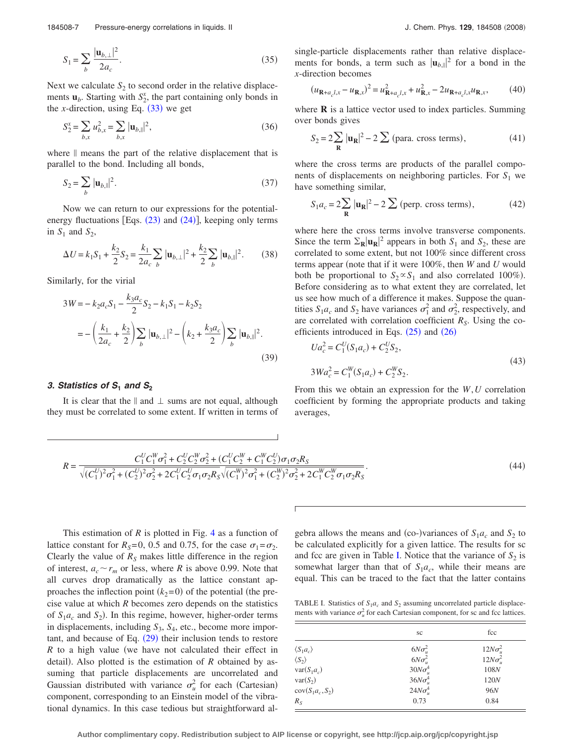$$S_1 = \sum_b \frac{|\mathbf{u}_{b,\perp}|^2}{2a_c}. \tag{35}$$

Next we calculate $S_2$ to second order in the relative displacements $\mathbf{u}_b$. Starting with $S_2^x$, the part containing only bonds in the $x$-direction, using Eq. (33) we get

$$S_2^x = \sum_{b,x} u_{b,x}^2 = \sum_{b,x} |\mathbf{u}_{b,\parallel}|^2, \tag{36}$$

where $\parallel$ means the part of the relative displacement that is parallel to the bond. Including all bonds,

$$S_2 = \sum_b |\mathbf{u}_{b,\parallel}|^2. \tag{37}$$

Now we can return to our expressions for the potential-energy fluctuations [Eqs. (23) and (24)], keeping only terms in $S_1$ and $S_2$,

$$\Delta U = k_1 S_1 + \frac{k_2}{2} S_2 = \frac{k_1}{2a_c}\sum_b |\mathbf{u}_{b,\perp}|^2 + \frac{k_2}{2}\sum_b |\mathbf{u}_{b,\parallel}|^2. \tag{38}$$

Similarly, for the virial

$$\begin{aligned}3W &= -k_2 a_c S_1 - \frac{k_3 a_c}{2} S_2 - k_1 S_1 - k_2 S_2 \\ &= -\left(\frac{k_1}{2a_c} + \frac{k_2}{2}\right)\sum_b |\mathbf{u}_{b,\perp}|^2 - \left(k_2 + \frac{k_3 a_c}{2}\right)\sum_b |\mathbf{u}_{b,\parallel}|^2.\end{aligned} \tag{39}$$

### 3. Statistics of $S_1$ and $S_2$

It is clear that the $\parallel$ and $\perp$ sums are not equal, although they must be correlated to some extent. If written in terms of single-particle displacements rather than relative displacements for bonds, a term such as $|\mathbf{u}_{b,\parallel}|^2$ for a bond in the $x$-direction becomes

$$(u_{\mathbf{R}+a_c\hat{\imath},x} - u_{\mathbf{R},x})^2 = u_{\mathbf{R}+a_c\hat{\imath},x}^2 + u_{\mathbf{R},x}^2 - 2u_{\mathbf{R}+a_c\hat{\imath},x}u_{\mathbf{R},x}, \tag{40}$$

where $\mathbf{R}$ is a lattice vector used to index particles. Summing over bonds gives

$$S_2 = 2\sum_{\mathbf{R}} |\mathbf{u}_{\mathbf{R}}|^2 - 2\sum (\text{para. cross terms}), \tag{41}$$

where the cross terms are products of the parallel components of displacements on neighboring particles. For $S_1$ we have something similar,

$$S_1 a_c = 2\sum_{\mathbf{R}} |\mathbf{u}_{\mathbf{R}}|^2 - 2\sum (\text{perp. cross terms}), \tag{42}$$

where here the cross terms involve transverse components. Since the term $\Sigma_{\mathbf{R}}|\mathbf{u}_{\mathbf{R}}|^2$ appears in both $S_1$ and $S_2$, these are correlated to some extent, but not 100% since different cross terms appear (note that if it were 100%, then $W$ and $U$ would both be proportional to $S_2 \propto S_1$ and also correlated 100%). Before considering as to what extent they are correlated, let us see how much of a difference it makes. Suppose the quantities $S_1 a_c$ and $S_2$ have variances $\sigma_1^2$ and $\sigma_2^2$, respectively, and are correlated with correlation coefficient $R_S$. Using the coefficients introduced in Eqs. (25) and (26)

$$\begin{aligned}U a_c^2 &= C_1^U (S_1 a_c) + C_2^U S_2, \\ 3W a_c^2 &= C_1^W (S_1 a_c) + C_2^W S_2.\end{aligned} \tag{43}$$

From this we obtain an expression for the $W,U$ correlation coefficient by forming the appropriate products and taking averages,

$$R = \frac{C_1^U C_1^W \sigma_1^2 + C_2^U C_2^W \sigma_2^2 + (C_1^U C_2^W + C_1^W C_2^U)\sigma_1\sigma_2 R_S}{\sqrt{(C_1^U)^2\sigma_1^2 + (C_2^U)^2\sigma_2^2 + 2C_1^U C_2^U \sigma_1\sigma_2 R_S}\sqrt{(C_1^W)^2\sigma_1^2 + (C_2^W)^2\sigma_2^2 + 2C_1^W C_2^W \sigma_1\sigma_2 R_S}}. \tag{44}$$

This estimation of $R$ is plotted in Fig. 4 as a function of lattice constant for $R_S=0$, 0.5 and 0.75, for the case $\sigma_1=\sigma_2$. Clearly the value of $R_S$ makes little difference in the region of interest, $a_c \sim r_m$ or less, where $R$ is above 0.99. Note that all curves drop dramatically as the lattice constant approaches the inflection point ($k_2=0$) of the potential (the precise value at which $R$ becomes zero depends on the statistics of $S_1 a_c$ and $S_2$). In this regime, however, higher-order terms in displacements, including $S_3$, $S_4$, etc., become more important, and because of Eq. (29) their inclusion tends to restore $R$ to a high value (we have not calculated their effect in detail). Also plotted is the estimation of $R$ obtained by assuming that particle displacements are uncorrelated and Gaussian distributed with variance $\sigma_u^2$ for each (Cartesian) component, corresponding to an Einstein model of the vibrational dynamics. In this case tedious but straightforward algebra allows the means and (co-)variances of $S_1 a_c$ and $S_2$ to be calculated explicitly for a given lattice. The results for sc and fcc are given in Table I. Notice that the variance of $S_2$ is somewhat larger than that of $S_1 a_c$, while their means are equal. This can be traced to the fact that the latter contains

TABLE I. Statistics of $S_1 a_c$ and $S_2$ assuming uncorrelated particle displacements with variance $\sigma_u^2$ for each Cartesian component, for sc and fcc lattices.

| | sc | fcc |
|---|---|---|
| $\langle S_1 a_c\rangle$ | $6N\sigma_u^2$ | $12N\sigma_u^2$ |
| $\langle S_2\rangle$ | $6N\sigma_u^2$ | $12N\sigma_u^2$ |
| $\mathrm{var}(S_1 a_c)$ | $30N\sigma_u^4$ | $108N$ |
| $\mathrm{var}(S_2)$ | $36N\sigma_u^4$ | $120N$ |
| $\mathrm{cov}(S_1 a_c, S_2)$ | $24N\sigma_u^4$ | $96N$ |
| $R_S$ | 0.73 | 0.84 |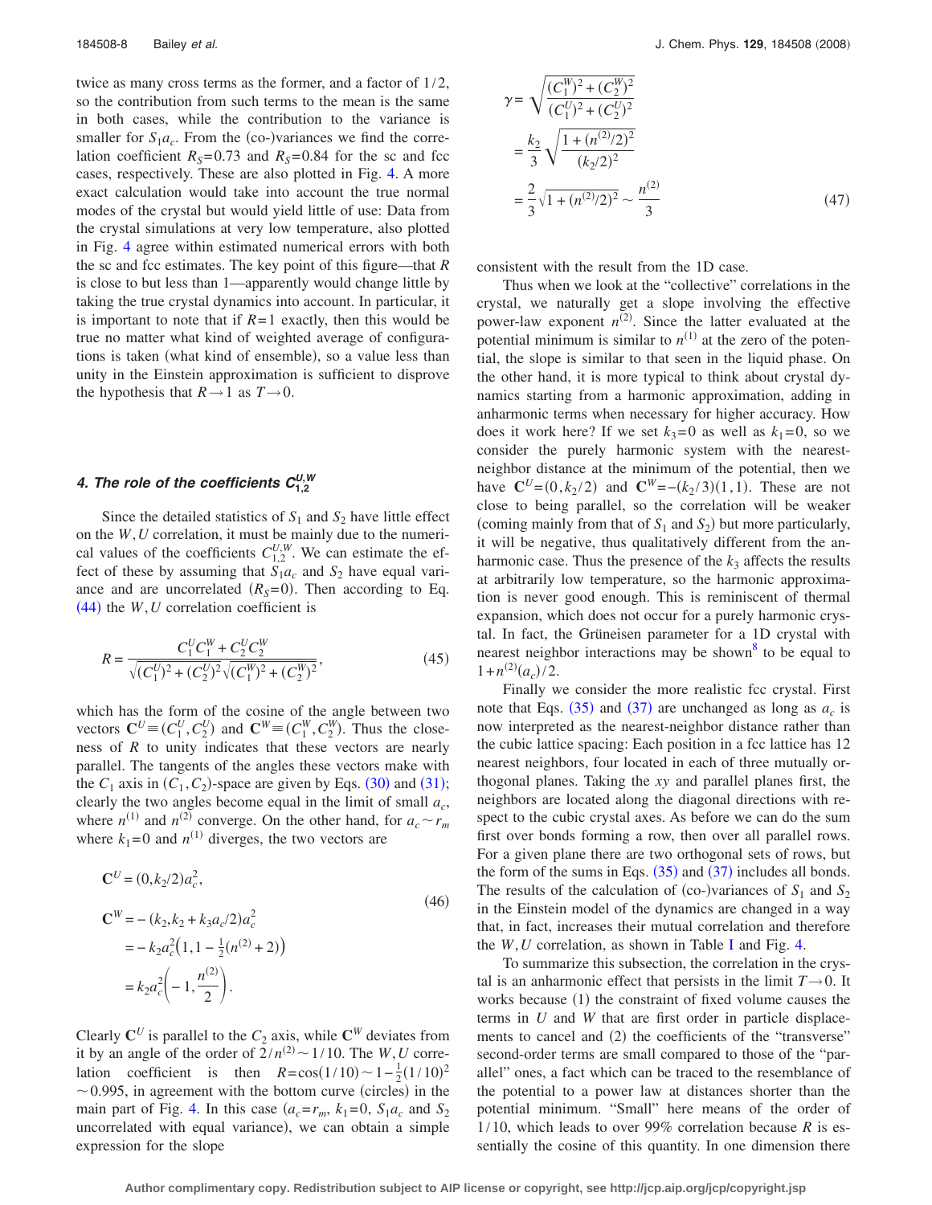twice as many cross terms as the former, and a factor of $1/2$, so the contribution from such terms to the mean is the same in both cases, while the contribution to the variance is smaller for $S_1 a_c$. From the (co-)variances we find the correlation coefficient $R_S=0.73$ and $R_S=0.84$ for the sc and fcc cases, respectively. These are also plotted in Fig. 4. A more exact calculation would take into account the true normal modes of the crystal but would yield little of use: Data from the crystal simulations at very low temperature, also plotted in Fig. 4 agree within estimated numerical errors with both the sc and fcc estimates. The key point of this figure—that $R$ is close to but less than 1—apparently would change little by taking the true crystal dynamics into account. In particular, it is important to note that if $R=1$ exactly, then this would be true no matter what kind of weighted average of configurations is taken (what kind of ensemble), so a value less than unity in the Einstein approximation is sufficient to disprove the hypothesis that $R\to 1$ as $T\to 0$.

#### 4. The role of the coefficients $C_{1,2}^{U,W}$

Since the detailed statistics of $S_1$ and $S_2$ have little effect on the $W,U$ correlation, it must be mainly due to the numerical values of the coefficients $C_{1,2}^{U,W}$. We can estimate the effect of these by assuming that $S_1 a_c$ and $S_2$ have equal variance and are uncorrelated ($R_S=0$). Then according to Eq. (44) the $W,U$ correlation coefficient is

$$R=\frac{C_1^U C_1^W + C_2^U C_2^W}{\sqrt{(C_1^U)^2+(C_2^U)^2}\sqrt{(C_1^W)^2+(C_2^W)^2}}, \tag{45}$$

which has the form of the cosine of the angle between two vectors $\mathbf{C}^U\equiv(C_1^U, C_2^U)$ and $\mathbf{C}^W\equiv(C_1^W, C_2^W)$. Thus the closeness of $R$ to unity indicates that these vectors are nearly parallel. The tangents of the angles these vectors make with the $C_1$ axis in $(C_1, C_2)$-space are given by Eqs. (30) and (31); clearly the two angles become equal in the limit of small $a_c$, where $n^{(1)}$ and $n^{(2)}$ converge. On the other hand, for $a_c\sim r_m$ where $k_1=0$ and $n^{(1)}$ diverges, the two vectors are

$$\begin{aligned}
\mathbf{C}^U &= (0, k_2/2)a_c^2,\\
\mathbf{C}^W &= -(k_2, k_2+k_3 a_c/2)a_c^2\\
&= -k_2 a_c^2\left(1, 1-\tfrac{1}{2}(n^{(2)}+2)\right)\\
&= k_2 a_c^2\left(-1, \frac{n^{(2)}}{2}\right).
\end{aligned} \tag{46}$$

Clearly $\mathbf{C}^U$ is parallel to the $C_2$ axis, while $\mathbf{C}^W$ deviates from it by an angle of the order of $2/n^{(2)}\sim 1/10$. The $W,U$ correlation coefficient is then $R=\cos(1/10)\sim 1-\frac{1}{2}(1/10)^2 \sim 0.995$, in agreement with the bottom curve (circles) in the main part of Fig. 4. In this case ($a_c=r_m$, $k_1=0$, $S_1 a_c$ and $S_2$ uncorrelated with equal variance), we can obtain a simple expression for the slope

$$\begin{aligned}
\gamma &= \sqrt{\frac{(C_1^W)^2+(C_2^W)^2}{(C_1^U)^2+(C_2^U)^2}}\\
&= \frac{k_2}{3}\sqrt{\frac{1+(n^{(2)}/2)^2}{(k_2/2)^2}}\\
&= \frac{2}{3}\sqrt{1+(n^{(2)}/2)^2}\sim\frac{n^{(2)}}{3}
\end{aligned} \tag{47}$$

consistent with the result from the 1D case.

Thus when we look at the "collective" correlations in the crystal, we naturally get a slope involving the effective power-law exponent $n^{(2)}$. Since the latter evaluated at the potential minimum is similar to $n^{(1)}$ at the zero of the potential, the slope is similar to that seen in the liquid phase. On the other hand, it is more typical to think about crystal dynamics starting from a harmonic approximation, adding in anharmonic terms when necessary for higher accuracy. How does it work here? If we set $k_3=0$ as well as $k_1=0$, so we consider the purely harmonic system with the nearest-neighbor distance at the minimum of the potential, then we have $\mathbf{C}^U=(0,k_2/2)$ and $\mathbf{C}^W=-(k_2/3)(1,1)$. These are not close to being parallel, so the correlation will be weaker (coming mainly from that of $S_1$ and $S_2$) but more particularly, it will be negative, thus qualitatively different from the anharmonic case. Thus the presence of the $k_3$ affects the results at arbitrarily low temperature, so the harmonic approximation is never good enough. This is reminiscent of thermal expansion, which does not occur for a purely harmonic crystal. In fact, the Grüneisen parameter for a 1D crystal with nearest neighbor interactions may be shown[8] to be equal to $1+n^{(2)}(a_c)/2$.

Finally we consider the more realistic fcc crystal. First note that Eqs. (35) and (37) are unchanged as long as $a_c$ is now interpreted as the nearest-neighbor distance rather than the cubic lattice spacing: Each position in a fcc lattice has 12 nearest neighbors, four located in each of three mutually orthogonal planes. Taking the $xy$ and parallel planes first, the neighbors are located along the diagonal directions with respect to the cubic crystal axes. As before we can do the sum first over bonds forming a row, then over all parallel rows. For a given plane there are two orthogonal sets of rows, but the form of the sums in Eqs. (35) and (37) includes all bonds. The results of the calculation of (co-)variances of $S_1$ and $S_2$ in the Einstein model of the dynamics are changed in a way that, in fact, increases their mutual correlation and therefore the $W,U$ correlation, as shown in Table I and Fig. 4.

To summarize this subsection, the correlation in the crystal is an anharmonic effect that persists in the limit $T\to 0$. It works because (1) the constraint of fixed volume causes the terms in $U$ and $W$ that are first order in particle displacements to cancel and (2) the coefficients of the "transverse" second-order terms are small compared to those of the "parallel" ones, a fact which can be traced to the resemblance of the potential to a power law at distances shorter than the potential minimum. "Small" here means of the order of $1/10$, which leads to over 99% correlation because $R$ is essentially the cosine of this quantity. In one dimension there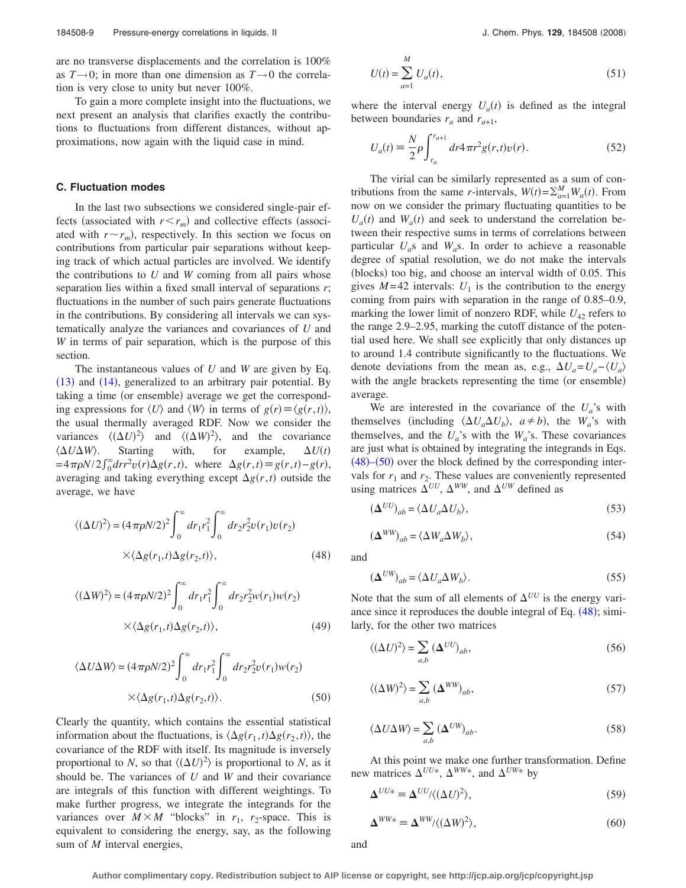are no transverse displacements and the correlation is 100% as $T\to 0$; in more than one dimension as $T\to 0$ the correlation is very close to unity but never 100%.

To gain a more complete insight into the fluctuations, we next present an analysis that clarifies exactly the contributions to fluctuations from different distances, without approximations, now again with the liquid case in mind.

### C. Fluctuation modes

In the last two subsections we considered single-pair effects (associated with $r<r_m$) and collective effects (associated with $r\sim r_m$), respectively. In this section we focus on contributions from particular pair separations without keeping track of which actual particles are involved. We identify the contributions to $U$ and $W$ coming from all pairs whose separation lies within a fixed small interval of separations $r$; fluctuations in the number of such pairs generate fluctuations in the contributions. By considering all intervals we can systematically analyze the variances and covariances of $U$ and $W$ in terms of pair separation, which is the purpose of this section.

The instantaneous values of $U$ and $W$ are given by Eq. (13) and (14), generalized to an arbitrary pair potential. By taking a time (or ensemble) average we get the corresponding expressions for $\langle U\rangle$ and $\langle W\rangle$ in terms of $g(r)\equiv\langle g(r,t)\rangle$, the usual thermally averaged RDF. Now we consider the variances $\langle(\Delta U)^2\rangle$ and $\langle(\Delta W)^2\rangle$, and the covariance $\langle\Delta U\Delta W\rangle$. Starting with, for example, $\Delta U(t)=4\pi\rho N/2\int_0^\infty dr r^2 v(r)\Delta g(r,t)$, where $\Delta g(r,t)\equiv g(r,t)-g(r)$, averaging and taking everything except $\Delta g(r,t)$ outside the average, we have

$$\langle(\Delta U)^2\rangle=(4\pi\rho N/2)^2\int_0^\infty dr_1 r_1^2\int_0^\infty dr_2 r_2^2 v(r_1)v(r_2)\times\langle\Delta g(r_1,t)\Delta g(r_2,t)\rangle, \tag{48}$$

$$\langle(\Delta W)^2\rangle=(4\pi\rho N/2)^2\int_0^\infty dr_1 r_1^2\int_0^\infty dr_2 r_2^2 w(r_1)w(r_2)\times\langle\Delta g(r_1,t)\Delta g(r_2,t)\rangle, \tag{49}$$

$$\langle\Delta U\Delta W\rangle=(4\pi\rho N/2)^2\int_0^\infty dr_1 r_1^2\int_0^\infty dr_2 r_2^2 v(r_1)w(r_2)\times\langle\Delta g(r_1,t)\Delta g(r_2,t)\rangle. \tag{50}$$

Clearly the quantity, which contains the essential statistical information about the fluctuations, is $\langle\Delta g(r_1,t)\Delta g(r_2,t)\rangle$, the covariance of the RDF with itself. Its magnitude is inversely proportional to $N$, so that $\langle(\Delta U)^2\rangle$ is proportional to $N$, as it should be. The variances of $U$ and $W$ and their covariance are integrals of this function with different weightings. To make further progress, we integrate the integrands for the variances over $M\times M$ "blocks" in $r_1$, $r_2$-space. This is equivalent to considering the energy, say, as the following sum of $M$ interval energies,

$$U(t)=\sum_{a=1}^{M}U_a(t), \tag{51}$$

where the interval energy $U_a(t)$ is defined as the integral between boundaries $r_a$ and $r_{a+1}$,

$$U_a(t)\equiv\frac{N}{2}\rho\int_{r_a}^{r_{a+1}}dr 4\pi r^2 g(r,t)v(r). \tag{52}$$

The virial can be similarly represented as a sum of contributions from the same $r$-intervals, $W(t)=\sum_{a=1}^{M}W_a(t)$. From now on we consider the primary fluctuating quantities to be $U_a(t)$ and $W_a(t)$ and seek to understand the correlation between their respective sums in terms of correlations between particular $U_a$s and $W_a$s. In order to achieve a reasonable degree of spatial resolution, we do not make the intervals (blocks) too big, and choose an interval width of 0.05. This gives $M=42$ intervals: $U_1$ is the contribution to the energy coming from pairs with separation in the range of 0.85–0.9, marking the lower limit of nonzero RDF, while $U_{42}$ refers to the range 2.9–2.95, marking the cutoff distance of the potential used here. We shall see explicitly that only distances up to around 1.4 contribute significantly to the fluctuations. We denote deviations from the mean as, e.g., $\Delta U_a=U_a-\langle U_a\rangle$ with the angle brackets representing the time (or ensemble) average.

We are interested in the covariance of the $U_a$'s with themselves (including $\langle\Delta U_a\Delta U_b\rangle$, $a\neq b$), the $W_a$'s with themselves, and the $U_a$'s with the $W_a$'s. These covariances are just what is obtained by integrating the integrands in Eqs. (48)–(50) over the block defined by the corresponding intervals for $r_1$ and $r_2$. These values are conveniently represented using matrices $\Delta^{UU}$, $\Delta^{WW}$, and $\Delta^{UW}$ defined as

$$(\mathbf{\Delta}^{UU})_{ab}=\langle\Delta U_a\Delta U_b\rangle, \tag{53}$$

$$(\mathbf{\Delta}^{WW})_{ab}=\langle\Delta W_a\Delta W_b\rangle, \tag{54}$$

and

$$(\mathbf{\Delta}^{UW})_{ab}=\langle\Delta U_a\Delta W_b\rangle. \tag{55}$$

Note that the sum of all elements of $\Delta^{UU}$ is the energy variance since it reproduces the double integral of Eq. (48); similarly, for the other two matrices

$$\langle(\Delta U)^2\rangle=\sum_{a,b}(\mathbf{\Delta}^{UU})_{ab}, \tag{56}$$

$$\langle(\Delta W)^2\rangle=\sum_{a,b}(\mathbf{\Delta}^{WW})_{ab}, \tag{57}$$

$$\langle\Delta U\Delta W\rangle=\sum_{a,b}(\mathbf{\Delta}^{UW})_{ab}. \tag{58}$$

At this point we make one further transformation. Define new matrices $\Delta^{UU*}$, $\Delta^{WW*}$, and $\Delta^{UW*}$ by

$$\mathbf{\Delta}^{UU*}\equiv\mathbf{\Delta}^{UU}/\langle(\Delta U)^2\rangle, \tag{59}$$

$$\mathbf{\Delta}^{WW*}\equiv\mathbf{\Delta}^{WW}/\langle(\Delta W)^2\rangle, \tag{60}$$

and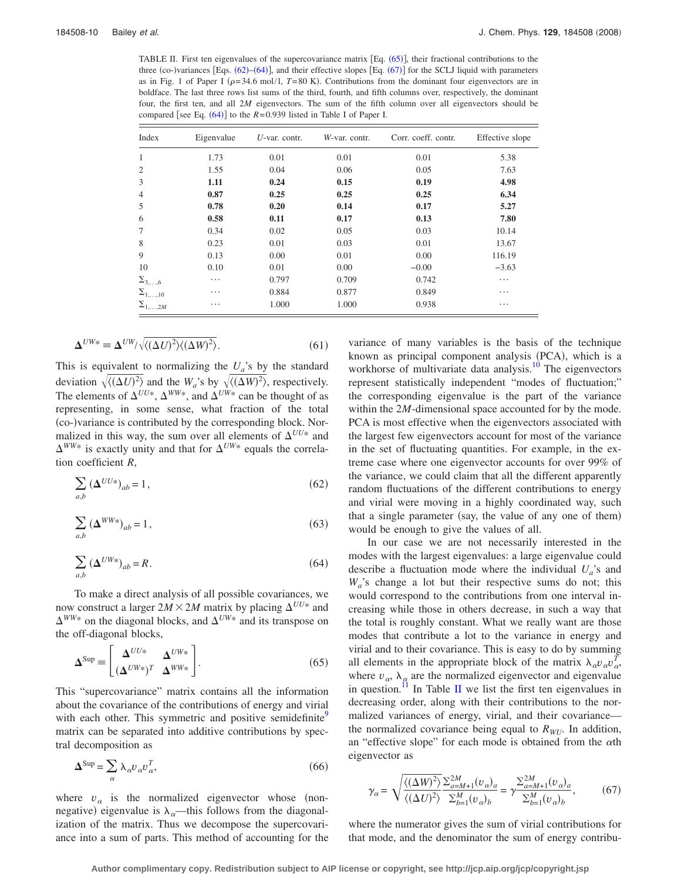TABLE II. First ten eigenvalues of the supercovariance matrix [Eq. (65)], their fractional contributions to the three (co-)variances [Eqs. (62)–(64)], and their effective slopes [Eq. (67)] for the SCLJ liquid with parameters as in Fig. 1 of Paper I ($\rho$=34.6 mol/l, $T$=80 K). Contributions from the dominant four eigenvectors are in boldface. The last three rows list sums of the third, fourth, and fifth columns over, respectively, the dominant four, the first ten, and all $2M$ eigenvectors. The sum of the fifth column over all eigenvectors should be compared [see Eq. (64)] to the $R$=0.939 listed in Table I of Paper I.

| Index | Eigenvalue | $U$-var. contr. | $W$-var. contr. | Corr. coeff. contr. | Effective slope |
|---|---|---|---|---|---|
| 1 | 1.73 | 0.01 | 0.01 | 0.01 | 5.38 |
| 2 | 1.55 | 0.04 | 0.06 | 0.05 | 7.63 |
| 3 | **1.11** | **0.24** | **0.15** | **0.19** | **4.98** |
| 4 | **0.87** | **0.25** | **0.25** | **0.25** | **6.34** |
| 5 | **0.78** | **0.20** | **0.14** | **0.17** | **5.27** |
| 6 | **0.58** | **0.11** | **0.17** | **0.13** | **7.80** |
| 7 | 0.34 | 0.02 | 0.05 | 0.03 | 10.14 |
| 8 | 0.23 | 0.01 | 0.03 | 0.01 | 13.67 |
| 9 | 0.13 | 0.00 | 0.01 | 0.00 | 116.19 |
| 10 | 0.10 | 0.01 | 0.00 | −0.00 | −3.63 |
| $\Sigma_{3,\ldots,6}$ | ⋯ | 0.797 | 0.709 | 0.742 | ⋯ |
| $\Sigma_{1,\ldots,10}$ | ⋯ | 0.884 | 0.877 | 0.849 | ⋯ |
| $\Sigma_{1,\ldots,2M}$ | ⋯ | 1.000 | 1.000 | 0.938 | ⋯ |

$$\boldsymbol{\Delta}^{UW*} \equiv \boldsymbol{\Delta}^{UW}/\sqrt{\langle(\Delta U)^2\rangle\langle(\Delta W)^2\rangle}. \tag{61}$$

This is equivalent to normalizing the $U_a$'s by the standard deviation $\sqrt{\langle(\Delta U)^2\rangle}$ and the $W_a$'s by $\sqrt{\langle(\Delta W)^2\rangle}$, respectively. The elements of $\boldsymbol{\Delta}^{UU*}$, $\boldsymbol{\Delta}^{WW*}$, and $\boldsymbol{\Delta}^{UW*}$ can be thought of as representing, in some sense, what fraction of the total (co-)variance is contributed by the corresponding block. Normalized in this way, the sum over all elements of $\boldsymbol{\Delta}^{UU*}$ and $\boldsymbol{\Delta}^{WW*}$ is exactly unity and that for $\boldsymbol{\Delta}^{UW*}$ equals the correlation coefficient $R$,

$$\sum_{a,b} (\boldsymbol{\Delta}^{UU*})_{ab} = 1, \tag{62}$$

$$\sum_{a,b} (\boldsymbol{\Delta}^{WW*})_{ab} = 1, \tag{63}$$

$$\sum_{a,b} (\boldsymbol{\Delta}^{UW*})_{ab} = R. \tag{64}$$

To make a direct analysis of all possible covariances, we now construct a larger $2M \times 2M$ matrix by placing $\boldsymbol{\Delta}^{UU*}$ and $\boldsymbol{\Delta}^{WW*}$ on the diagonal blocks, and $\boldsymbol{\Delta}^{UW*}$ and its transpose on the off-diagonal blocks,

$$\boldsymbol{\Delta}^{\text{Sup}} \equiv \begin{bmatrix} \boldsymbol{\Delta}^{UU*} & \boldsymbol{\Delta}^{UW*} \\ (\boldsymbol{\Delta}^{UW*})^T & \boldsymbol{\Delta}^{WW*} \end{bmatrix}. \tag{65}$$

This "supercovariance" matrix contains all the information about the covariance of the contributions of energy and virial with each other. This symmetric and positive semidefinite[9] matrix can be separated into additive contributions by spectral decomposition as

$$\boldsymbol{\Delta}^{\text{Sup}} = \sum_{\alpha} \lambda_\alpha v_\alpha v_\alpha^T, \tag{66}$$

where $v_\alpha$ is the normalized eigenvector whose (nonnegative) eigenvalue is $\lambda_\alpha$—this follows from the diagonalization of the matrix. Thus we decompose the supercovariance into a sum of parts. This method of accounting for the variance of many variables is the basis of the technique known as principal component analysis (PCA), which is a workhorse of multivariate data analysis.[10] The eigenvectors represent statistically independent "modes of fluctuation;" the corresponding eigenvalue is the part of the variance within the $2M$-dimensional space accounted for by the mode. PCA is most effective when the eigenvectors associated with the largest few eigenvectors account for most of the variance in the set of fluctuating quantities. For example, in the extreme case where one eigenvector accounts for over 99% of the variance, we could claim that all the different apparently random fluctuations of the different contributions to energy and virial were moving in a highly coordinated way, such that a single parameter (say, the value of any one of them) would be enough to give the values of all.

In our case we are not necessarily interested in the modes with the largest eigenvalues: a large eigenvalue could describe a fluctuation mode where the individual $U_a$'s and $W_a$'s change a lot but their respective sums do not; this would correspond to the contributions from one interval increasing while those in others decrease, in such a way that the total is roughly constant. What we really want are those modes that contribute a lot to the variance in energy and virial and to their covariance. This is easy to do by summing all elements in the appropriate block of the matrix $\lambda_\alpha v_\alpha v_\alpha^T$, where $v_\alpha$, $\lambda_\alpha$ are the normalized eigenvector and eigenvalue in question.[11] In Table II we list the first ten eigenvalues in decreasing order, along with their contributions to the normalized variances of energy, virial, and their covariance—the normalized covariance being equal to $R_{WU}$. In addition, an "effective slope" for each mode is obtained from the $\alpha$th eigenvector as

$$\gamma_\alpha = \sqrt{\frac{\langle(\Delta W)^2\rangle}{\langle(\Delta U)^2\rangle}} \frac{\sum_{a=M+1}^{2M}(v_\alpha)_a}{\sum_{b=1}^{M}(v_\alpha)_b} = \gamma \frac{\sum_{a=M+1}^{2M}(v_\alpha)_a}{\sum_{b=1}^{M}(v_\alpha)_b}, \tag{67}$$

where the numerator gives the sum of virial contributions for that mode, and the denominator the sum of energy contribu-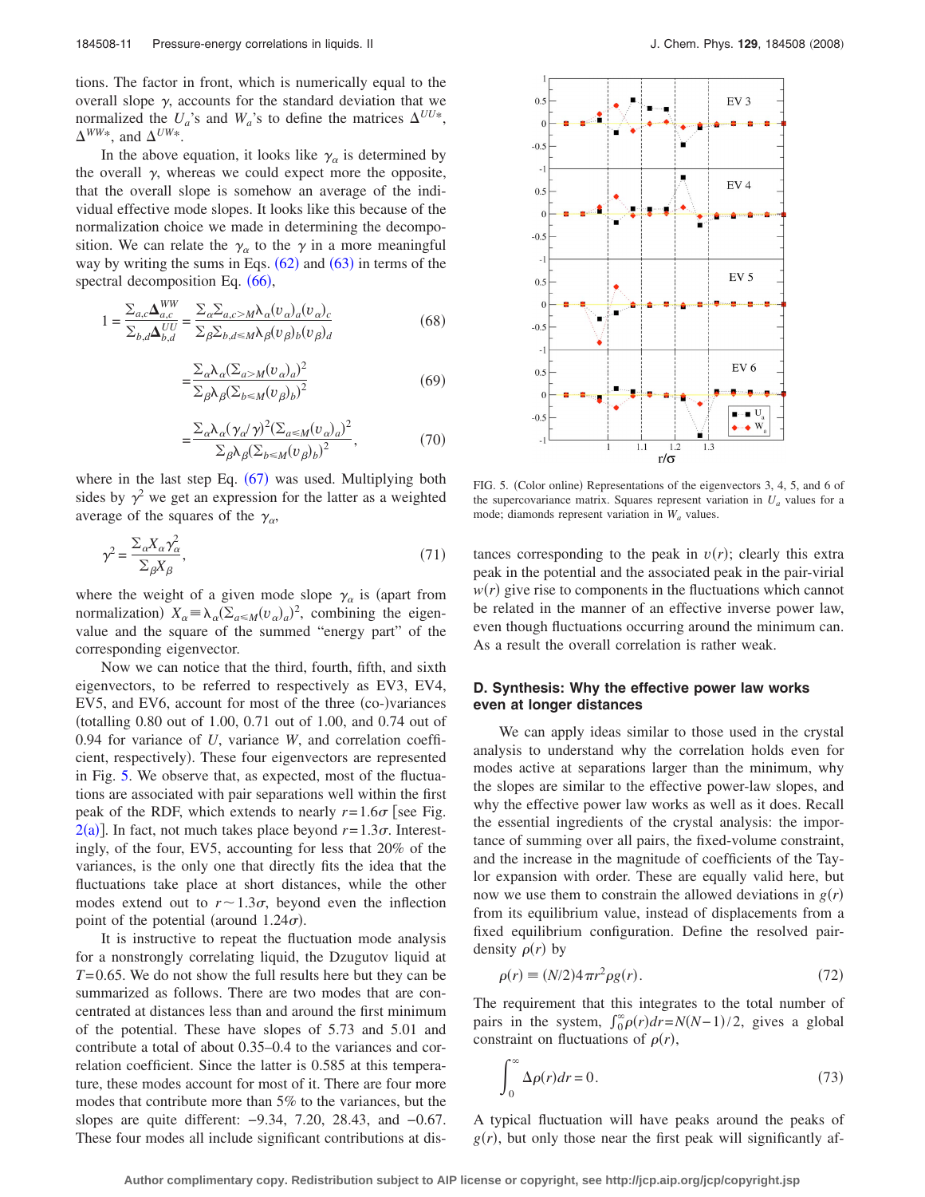tions. The factor in front, which is numerically equal to the overall slope $\gamma$, accounts for the standard deviation that we normalized the $U_a$'s and $W_a$'s to define the matrices $\Delta^{UU*}$, $\Delta^{WW*}$, and $\Delta^{UW*}$.

In the above equation, it looks like $\gamma_\alpha$ is determined by the overall $\gamma$, whereas we could expect more the opposite, that the overall slope is somehow an average of the individual effective mode slopes. It looks like this because of the normalization choice we made in determining the decomposition. We can relate the $\gamma_\alpha$ to the $\gamma$ in a more meaningful way by writing the sums in Eqs. (62) and (63) in terms of the spectral decomposition Eq. (66),

$$1 = \frac{\sum_{a,c}\boldsymbol{\Delta}^{WW}_{a,c}}{\sum_{b,d}\boldsymbol{\Delta}^{UU}_{b,d}} = \frac{\sum_\alpha \sum_{a,c>M}\lambda_\alpha (v_\alpha)_a (v_\alpha)_c}{\sum_\beta \sum_{b,d\leq M}\lambda_\beta (v_\beta)_b (v_\beta)_d} \tag{68}$$

$$= \frac{\sum_\alpha \lambda_\alpha (\sum_{a>M}(v_\alpha)_a)^2}{\sum_\beta \lambda_\beta (\sum_{b\leq M}(v_\beta)_b)^2} \tag{69}$$

$$= \frac{\sum_\alpha \lambda_\alpha (\gamma_\alpha/\gamma)^2 (\sum_{a\leq M}(v_\alpha)_a)^2}{\sum_\beta \lambda_\beta (\sum_{b\leq M}(v_\beta)_b)^2}, \tag{70}$$

where in the last step Eq. (67) was used. Multiplying both sides by $\gamma^2$ we get an expression for the latter as a weighted average of the squares of the $\gamma_\alpha$,

$$\gamma^2 = \frac{\sum_\alpha X_\alpha \gamma_\alpha^2}{\sum_\beta X_\beta}, \tag{71}$$

where the weight of a given mode slope $\gamma_\alpha$ is (apart from normalization) $X_\alpha \equiv \lambda_\alpha (\sum_{a\leq M}(v_\alpha)_a)^2$, combining the eigenvalue and the square of the summed "energy part" of the corresponding eigenvector.

Now we can notice that the third, fourth, fifth, and sixth eigenvectors, to be referred to respectively as EV3, EV4, EV5, and EV6, account for most of the three (co-)variances (totalling 0.80 out of 1.00, 0.71 out of 1.00, and 0.74 out of 0.94 for variance of $U$, variance $W$, and correlation coefficient, respectively). These four eigenvectors are represented in Fig. 5. We observe that, as expected, most of the fluctuations are associated with pair separations well within the first peak of the RDF, which extends to nearly $r=1.6\sigma$ [see Fig. 2(a)]. In fact, not much takes place beyond $r=1.3\sigma$. Interestingly, of the four, EV5, accounting for less that 20% of the variances, is the only one that directly fits the idea that the fluctuations take place at short distances, while the other modes extend out to $r\sim 1.3\sigma$, beyond even the inflection point of the potential (around $1.24\sigma$).

It is instructive to repeat the fluctuation mode analysis for a nonstrongly correlating liquid, the Dzugutov liquid at $T=0.65$. We do not show the full results here but they can be summarized as follows. There are two modes that are concentrated at distances less than and around the first minimum of the potential. These have slopes of 5.73 and 5.01 and contribute a total of about 0.35–0.4 to the variances and correlation coefficient. Since the latter is 0.585 at this temperature, these modes account for most of it. There are four more modes that contribute more than 5% to the variances, but the slopes are quite different: −9.34, 7.20, 28.43, and −0.67. These four modes all include significant contributions at distances corresponding to the peak in $v(r)$; clearly this extra peak in the potential and the associated peak in the pair-virial $w(r)$ give rise to components in the fluctuations which cannot be related in the manner of an effective inverse power law, even though fluctuations occurring around the minimum can. As a result the overall correlation is rather weak.

FIG. 5. (Color online) Representations of the eigenvectors 3, 4, 5, and 6 of the supercovariance matrix. Squares represent variation in $U_a$ values for a mode; diamonds represent variation in $W_a$ values.

### D. Synthesis: Why the effective power law works even at longer distances

We can apply ideas similar to those used in the crystal analysis to understand why the correlation holds even for modes active at separations larger than the minimum, why the slopes are similar to the effective power-law slopes, and why the effective power law works as well as it does. Recall the essential ingredients of the crystal analysis: the importance of summing over all pairs, the fixed-volume constraint, and the increase in the magnitude of coefficients of the Taylor expansion with order. These are equally valid here, but now we use them to constrain the allowed deviations in $g(r)$ from its equilibrium value, instead of displacements from a fixed equilibrium configuration. Define the resolved pair-density $\rho(r)$ by

$$\rho(r) \equiv (N/2)4\pi r^2 \rho g(r). \tag{72}$$

The requirement that this integrates to the total number of pairs in the system, $\int_0^\infty \rho(r)dr = N(N-1)/2$, gives a global constraint on fluctuations of $\rho(r)$,

$$\int_0^\infty \Delta\rho(r)dr = 0. \tag{73}$$

A typical fluctuation will have peaks around the peaks of $g(r)$, but only those near the first peak will significantly af-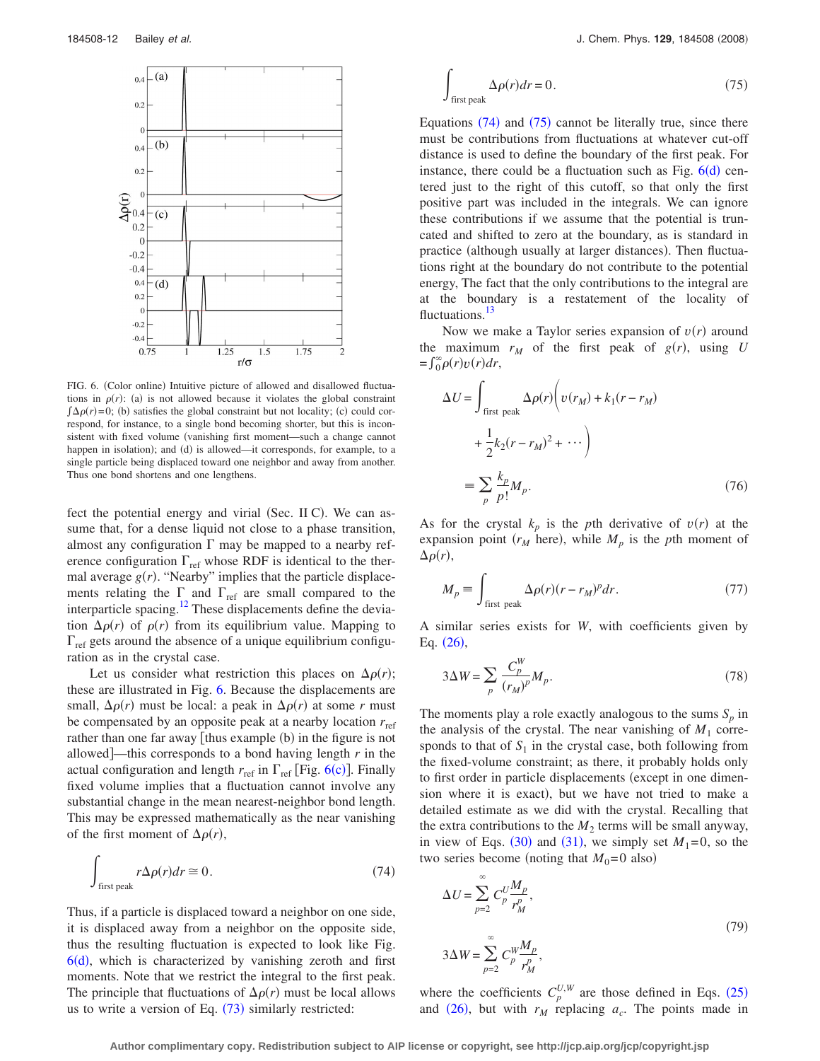FIG. 6. (Color online) Intuitive picture of allowed and disallowed fluctuations in $\rho(r)$: (a) is not allowed because it violates the global constraint $\int \Delta\rho(r)=0$; (b) satisfies the global constraint but not locality; (c) could correspond, for instance, to a single bond becoming shorter, but this is inconsistent with fixed volume (vanishing first moment—such a change cannot happen in isolation); and (d) is allowed—it corresponds, for example, to a single particle being displaced toward one neighbor and away from another. Thus one bond shortens and one lengthens.

fect the potential energy and virial (Sec. II C). We can assume that, for a dense liquid not close to a phase transition, almost any configuration $\Gamma$ may be mapped to a nearby reference configuration $\Gamma_{\text{ref}}$ whose RDF is identical to the thermal average $g(r)$. "Nearby" implies that the particle displacements relating the $\Gamma$ and $\Gamma_{\text{ref}}$ are small compared to the interparticle spacing.[12] These displacements define the deviation $\Delta\rho(r)$ of $\rho(r)$ from its equilibrium value. Mapping to $\Gamma_{\text{ref}}$ gets around the absence of a unique equilibrium configuration as in the crystal case.

Let us consider what restriction this places on $\Delta\rho(r)$; these are illustrated in Fig. 6. Because the displacements are small, $\Delta\rho(r)$ must be local: a peak in $\Delta\rho(r)$ at some $r$ must be compensated by an opposite peak at a nearby location $r_{\text{ref}}$ rather than one far away [thus example (b) in the figure is not allowed]—this corresponds to a bond having length $r$ in the actual configuration and length $r_{\text{ref}}$ in $\Gamma_{\text{ref}}$ [Fig. 6(c)]. Finally fixed volume implies that a fluctuation cannot involve any substantial change in the mean nearest-neighbor bond length. This may be expressed mathematically as the near vanishing of the first moment of $\Delta\rho(r)$,

$$\int_{\text{first peak}} r\Delta\rho(r)dr \cong 0. \tag{74}$$

Thus, if a particle is displaced toward a neighbor on one side, it is displaced away from a neighbor on the opposite side, thus the resulting fluctuation is expected to look like Fig. 6(d), which is characterized by vanishing zeroth and first moments. Note that we restrict the integral to the first peak. The principle that fluctuations of $\Delta\rho(r)$ must be local allows us to write a version of Eq. (73) similarly restricted:

$$\int_{\text{first peak}} \Delta\rho(r)dr = 0. \tag{75}$$

Equations (74) and (75) cannot be literally true, since there must be contributions from fluctuations at whatever cut-off distance is used to define the boundary of the first peak. For instance, there could be a fluctuation such as Fig. 6(d) centered just to the right of this cutoff, so that only the first positive part was included in the integrals. We can ignore these contributions if we assume that the potential is truncated and shifted to zero at the boundary, as is standard in practice (although usually at larger distances). Then fluctuations right at the boundary do not contribute to the potential energy, The fact that the only contributions to the integral are at the boundary is a restatement of the locality of fluctuations.[13]

Now we make a Taylor series expansion of $v(r)$ around the maximum $r_M$ of the first peak of $g(r)$, using $U=\int_0^\infty \rho(r)v(r)dr$,

$$\begin{aligned}\Delta U &= \int_{\text{first peak}} \Delta\rho(r)\bigg(v(r_M)+k_1(r-r_M) \\ &\quad + \frac{1}{2}k_2(r-r_M)^2+\cdots\bigg) \\ &\equiv \sum_p \frac{k_p}{p!}M_p. \end{aligned}\tag{76}$$

As for the crystal $k_p$ is the $p$th derivative of $v(r)$ at the expansion point ($r_M$ here), while $M_p$ is the $p$th moment of $\Delta\rho(r)$,

$$M_p \equiv \int_{\text{first peak}} \Delta\rho(r)(r-r_M)^p dr. \tag{77}$$

A similar series exists for $W$, with coefficients given by Eq. (26),

$$3\Delta W = \sum_p \frac{C_p^W}{(r_M)^p}M_p. \tag{78}$$

The moments play a role exactly analogous to the sums $S_p$ in the analysis of the crystal. The near vanishing of $M_1$ corresponds to that of $S_1$ in the crystal case, both following from the fixed-volume constraint; as there, it probably holds only to first order in particle displacements (except in one dimension where it is exact), but we have not tried to make a detailed estimate as we did with the crystal. Recalling that the extra contributions to the $M_2$ terms will be small anyway, in view of Eqs. (30) and (31), we simply set $M_1=0$, so the two series become (noting that $M_0=0$ also)

$$\begin{aligned}\Delta U &= \sum_{p=2}^{\infty} C_p^U \frac{M_p}{r_M^p}, \\ 3\Delta W &= \sum_{p=2}^{\infty} C_p^W \frac{M_p}{r_M^p},\end{aligned}\tag{79}$$

where the coefficients $C_p^{U,W}$ are those defined in Eqs. (25) and (26), but with $r_M$ replacing $a_c$. The points made in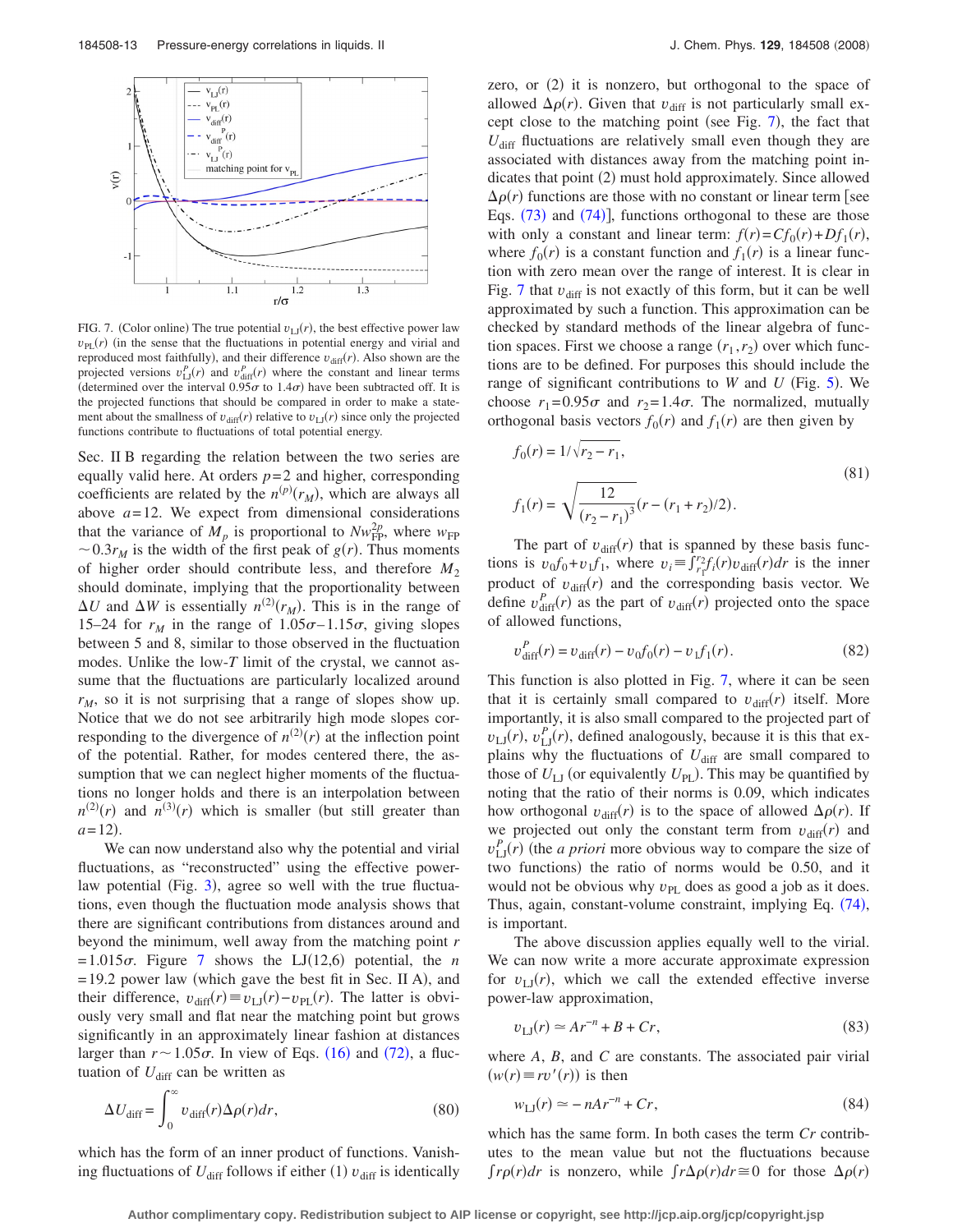FIG. 7. (Color online) The true potential $v_{LJ}(r)$, the best effective power law $v_{PL}(r)$ (in the sense that the fluctuations in potential energy and virial and reproduced most faithfully), and their difference $v_{diff}(r)$. Also shown are the projected versions $v_{LJ}^P(r)$ and $v_{diff}^P(r)$ where the constant and linear terms (determined over the interval $0.95\sigma$ to $1.4\sigma$) have been subtracted off. It is the projected functions that should be compared in order to make a statement about the smallness of $v_{diff}(r)$ relative to $v_{LJ}(r)$ since only the projected functions contribute to fluctuations of total potential energy.

Sec. II B regarding the relation between the two series are equally valid here. At orders $p=2$ and higher, corresponding coefficients are related by the $n^{(p)}(r_M)$, which are always all above $a=12$. We expect from dimensional considerations that the variance of $M_p$ is proportional to $Nw_{FP}^{2p}$, where $w_{FP} \sim 0.3r_M$ is the width of the first peak of $g(r)$. Thus moments of higher order should contribute less, and therefore $M_2$ should dominate, implying that the proportionality between $\Delta U$ and $\Delta W$ is essentially $n^{(2)}(r_M)$. This is in the range of 15–24 for $r_M$ in the range of $1.05\sigma$–$1.15\sigma$, giving slopes between 5 and 8, similar to those observed in the fluctuation modes. Unlike the low-$T$ limit of the crystal, we cannot assume that the fluctuations are particularly localized around $r_M$, so it is not surprising that a range of slopes show up. Notice that we do not see arbitrarily high mode slopes corresponding to the divergence of $n^{(2)}(r)$ at the inflection point of the potential. Rather, for modes centered there, the assumption that we can neglect higher moments of the fluctuations no longer holds and there is an interpolation between $n^{(2)}(r)$ and $n^{(3)}(r)$ which is smaller (but still greater than $a=12$).

We can now understand also why the potential and virial fluctuations, as "reconstructed" using the effective power-law potential (Fig. 3), agree so well with the true fluctuations, even though the fluctuation mode analysis shows that there are significant contributions from distances around and beyond the minimum, well away from the matching point $r = 1.015\sigma$. Figure 7 shows the LJ(12,6) potential, the $n = 19.2$ power law (which gave the best fit in Sec. II A), and their difference, $v_{diff}(r) \equiv v_{LJ}(r) - v_{PL}(r)$. The latter is obviously very small and flat near the matching point but grows significantly in an approximately linear fashion at distances larger than $r \sim 1.05\sigma$. In view of Eqs. (16) and (72), a fluctuation of $U_{diff}$ can be written as

$$\Delta U_{diff} = \int_0^\infty v_{diff}(r)\Delta\rho(r)dr, \tag{80}$$

which has the form of an inner product of functions. Vanishing fluctuations of $U_{diff}$ follows if either (1) $v_{diff}$ is identically zero, or (2) it is nonzero, but orthogonal to the space of allowed $\Delta\rho(r)$. Given that $v_{diff}$ is not particularly small except close to the matching point (see Fig. 7), the fact that $U_{diff}$ fluctuations are relatively small even though they are associated with distances away from the matching point indicates that point (2) must hold approximately. Since allowed $\Delta\rho(r)$ functions are those with no constant or linear term [see Eqs. (73) and (74)], functions orthogonal to these are those with only a constant and linear term: $f(r) = Cf_0(r) + Df_1(r)$, where $f_0(r)$ is a constant function and $f_1(r)$ is a linear function with zero mean over the range of interest. It is clear in Fig. 7 that $v_{diff}$ is not exactly of this form, but it can be well approximated by such a function. This approximation can be checked by standard methods of the linear algebra of function spaces. First we choose a range $(r_1, r_2)$ over which functions are to be defined. For purposes this should include the range of significant contributions to $W$ and $U$ (Fig. 5). We choose $r_1 = 0.95\sigma$ and $r_2 = 1.4\sigma$. The normalized, mutually orthogonal basis vectors $f_0(r)$ and $f_1(r)$ are then given by

$$f_0(r) = 1/\sqrt{r_2 - r_1},$$
$$f_1(r) = \sqrt{\frac{12}{(r_2 - r_1)^3}}(r - (r_1 + r_2)/2). \tag{81}$$

The part of $v_{diff}(r)$ that is spanned by these basis functions is $v_0 f_0 + v_1 f_1$, where $v_i \equiv \int_{r_1}^{r_2} f_i(r) v_{diff}(r) dr$ is the inner product of $v_{diff}(r)$ and the corresponding basis vector. We define $v_{diff}^P(r)$ as the part of $v_{diff}(r)$ projected onto the space of allowed functions,

$$v_{diff}^P(r) = v_{diff}(r) - v_0 f_0(r) - v_1 f_1(r). \tag{82}$$

This function is also plotted in Fig. 7, where it can be seen that it is certainly small compared to $v_{diff}(r)$ itself. More importantly, it is also small compared to the projected part of $v_{LJ}(r)$, $v_{LJ}^P(r)$, defined analogously, because it is this that explains why the fluctuations of $U_{diff}$ are small compared to those of $U_{LJ}$ (or equivalently $U_{PL}$). This may be quantified by noting that the ratio of their norms is 0.09, which indicates how orthogonal $v_{diff}(r)$ is to the space of allowed $\Delta\rho(r)$. If we projected out only the constant term from $v_{diff}(r)$ and $v_{LJ}^P(r)$ (the *a priori* more obvious way to compare the size of two functions) the ratio of norms would be 0.50, and it would not be obvious why $v_{PL}$ does as good a job as it does. Thus, again, constant-volume constraint, implying Eq. (74), is important.

The above discussion applies equally well to the virial. We can now write a more accurate approximate expression for $v_{LJ}(r)$, which we call the extended effective inverse power-law approximation,

$$v_{LJ}(r) \simeq Ar^{-n} + B + Cr, \tag{83}$$

where $A$, $B$, and $C$ are constants. The associated pair virial $(w(r) \equiv rv'(r))$ is then

$$w_{LJ}(r) \simeq -nAr^{-n} + Cr, \tag{84}$$

which has the same form. In both cases the term $Cr$ contributes to the mean value but not the fluctuations because $\int r\rho(r)dr$ is nonzero, while $\int r\Delta\rho(r)dr \cong 0$ for those $\Delta\rho(r)$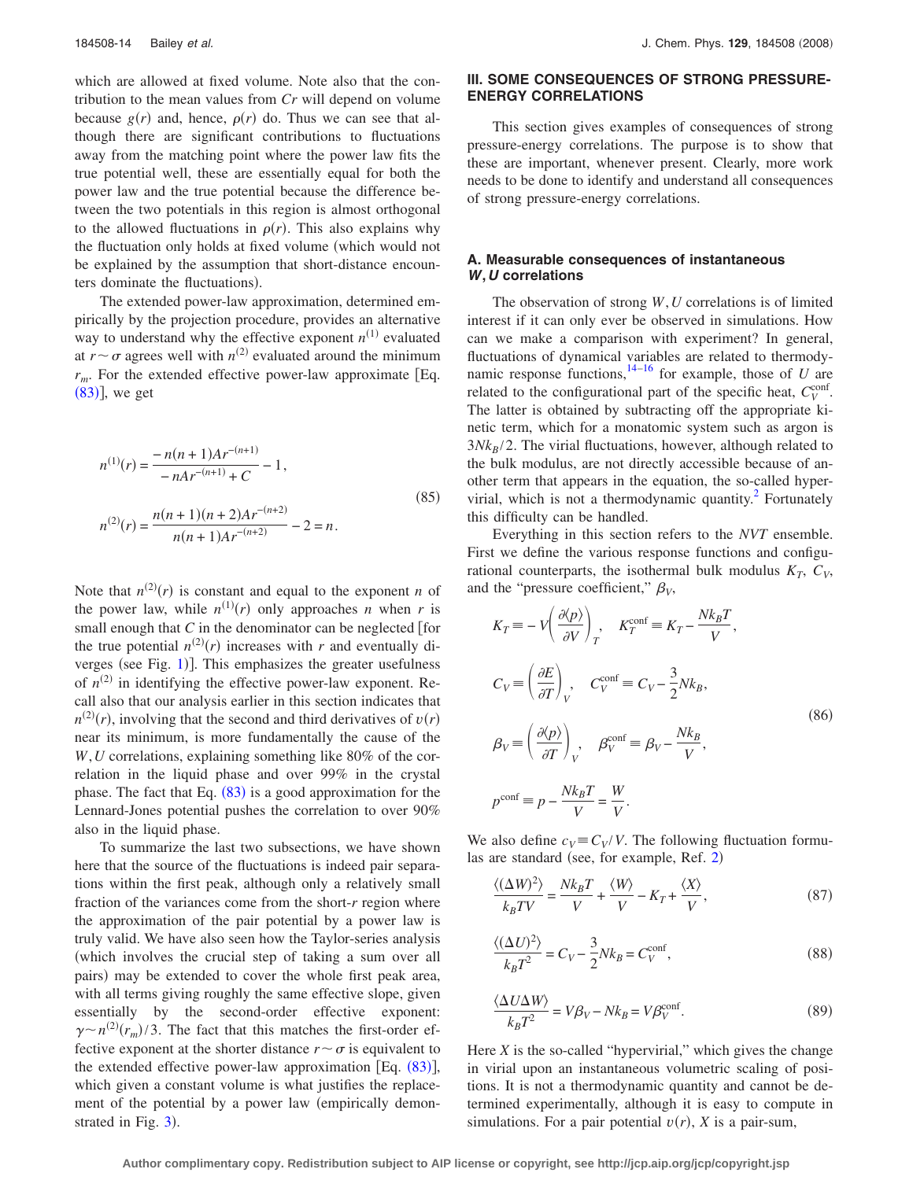which are allowed at fixed volume. Note also that the contribution to the mean values from $Cr$ will depend on volume because $g(r)$ and, hence, $\rho(r)$ do. Thus we can see that although there are significant contributions to fluctuations away from the matching point where the power law fits the true potential well, these are essentially equal for both the power law and the true potential because the difference between the two potentials in this region is almost orthogonal to the allowed fluctuations in $\rho(r)$. This also explains why the fluctuation only holds at fixed volume (which would not be explained by the assumption that short-distance encounters dominate the fluctuations).

The extended power-law approximation, determined empirically by the projection procedure, provides an alternative way to understand why the effective exponent $n^{(1)}$ evaluated at $r \sim \sigma$ agrees well with $n^{(2)}$ evaluated around the minimum $r_m$. For the extended effective power-law approximate [Eq. (83)], we get

$$
\begin{aligned}
n^{(1)}(r) &= \frac{-n(n+1)Ar^{-(n+1)}}{-nAr^{-(n+1)}+C} - 1, \\
n^{(2)}(r) &= \frac{n(n+1)(n+2)Ar^{-(n+2)}}{n(n+1)Ar^{-(n+2)}} - 2 = n.
\end{aligned}
\tag{85}
$$

Note that $n^{(2)}(r)$ is constant and equal to the exponent $n$ of the power law, while $n^{(1)}(r)$ only approaches $n$ when $r$ is small enough that $C$ in the denominator can be neglected [for the true potential $n^{(2)}(r)$ increases with $r$ and eventually diverges (see Fig. 1)]. This emphasizes the greater usefulness of $n^{(2)}$ in identifying the effective power-law exponent. Recall also that our analysis earlier in this section indicates that $n^{(2)}(r)$, involving that the second and third derivatives of $v(r)$ near its minimum, is more fundamentally the cause of the $W,U$ correlations, explaining something like 80% of the correlation in the liquid phase and over 99% in the crystal phase. The fact that Eq. (83) is a good approximation for the Lennard-Jones potential pushes the correlation to over 90% also in the liquid phase.

To summarize the last two subsections, we have shown here that the source of the fluctuations is indeed pair separations within the first peak, although only a relatively small fraction of the variances come from the short-$r$ region where the approximation of the pair potential by a power law is truly valid. We have also seen how the Taylor-series analysis (which involves the crucial step of taking a sum over all pairs) may be extended to cover the whole first peak area, with all terms giving roughly the same effective slope, given essentially by the second-order effective exponent: $\gamma \sim n^{(2)}(r_m)/3$. The fact that this matches the first-order effective exponent at the shorter distance $r \sim \sigma$ is equivalent to the extended effective power-law approximation [Eq. (83)], which given a constant volume is what justifies the replacement of the potential by a power law (empirically demonstrated in Fig. 3).

## III. SOME CONSEQUENCES OF STRONG PRESSURE-ENERGY CORRELATIONS

This section gives examples of consequences of strong pressure-energy correlations. The purpose is to show that these are important, whenever present. Clearly, more work needs to be done to identify and understand all consequences of strong pressure-energy correlations.

### A. Measurable consequences of instantaneous *W*,*U* correlations

The observation of strong $W,U$ correlations is of limited interest if it can only ever be observed in simulations. How can we make a comparison with experiment? In general, fluctuations of dynamical variables are related to thermodynamic response functions,[14–16] for example, those of $U$ are related to the configurational part of the specific heat, $C_V^{\text{conf}}$. The latter is obtained by subtracting off the appropriate kinetic term, which for a monatomic system such as argon is $3Nk_B/2$. The virial fluctuations, however, although related to the bulk modulus, are not directly accessible because of another term that appears in the equation, the so-called hypervirial, which is not a thermodynamic quantity.[2] Fortunately this difficulty can be handled.

Everything in this section refers to the $NVT$ ensemble. First we define the various response functions and configurational counterparts, the isothermal bulk modulus $K_T$, $C_V$, and the "pressure coefficient," $\beta_V$,

$$
\begin{aligned}
K_T &\equiv -V\left(\frac{\partial\langle p\rangle}{\partial V}\right)_T, \quad K_T^{\text{conf}} \equiv K_T - \frac{Nk_BT}{V}, \\
C_V &\equiv \left(\frac{\partial E}{\partial T}\right)_V, \quad C_V^{\text{conf}} \equiv C_V - \frac{3}{2}Nk_B, \\
\beta_V &\equiv \left(\frac{\partial\langle p\rangle}{\partial T}\right)_V, \quad \beta_V^{\text{conf}} \equiv \beta_V - \frac{Nk_B}{V}, \\
p^{\text{conf}} &\equiv p - \frac{Nk_BT}{V} = \frac{W}{V}.
\end{aligned}
\tag{86}
$$

We also define $c_V \equiv C_V/V$. The following fluctuation formulas are standard (see, for example, Ref. 2)

$$
\frac{\langle(\Delta W)^2\rangle}{k_BTV} = \frac{Nk_BT}{V} + \frac{\langle W\rangle}{V} - K_T + \frac{\langle X\rangle}{V},
\tag{87}
$$

$$
\frac{\langle(\Delta U)^2\rangle}{k_BT^2} = C_V - \frac{3}{2}Nk_B = C_V^{\text{conf}},
\tag{88}
$$

$$
\frac{\langle \Delta U \Delta W\rangle}{k_BT^2} = V\beta_V - Nk_B = V\beta_V^{\text{conf}}.
\tag{89}
$$

Here $X$ is the so-called "hypervirial," which gives the change in virial upon an instantaneous volumetric scaling of positions. It is not a thermodynamic quantity and cannot be determined experimentally, although it is easy to compute in simulations. For a pair potential $v(r)$, $X$ is a pair-sum,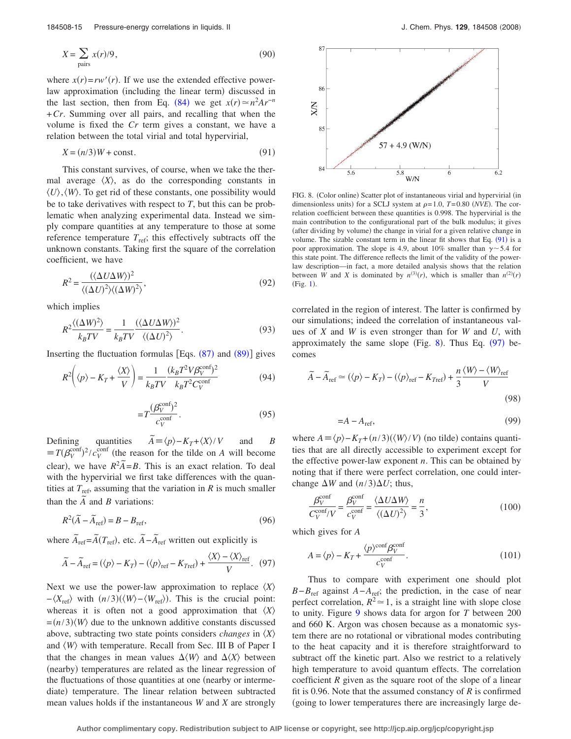$$X = \sum_{\text{pairs}} x(r)/9, \tag{90}$$

where $x(r) = rw'(r)$. If we use the extended effective power-law approximation (including the linear term) discussed in the last section, then from Eq. (84) we get $x(r) \simeq n^2 A r^{-n} + Cr$. Summing over all pairs, and recalling that when the volume is fixed the $Cr$ term gives a constant, we have a relation between the total virial and total hypervirial,

$$X = (n/3)W + \text{const}. \tag{91}$$

This constant survives, of course, when we take the thermal average $\langle X\rangle$, as do the corresponding constants in $\langle U\rangle, \langle W\rangle$. To get rid of these constants, one possibility would be to take derivatives with respect to $T$, but this can be problematic when analyzing experimental data. Instead we simply compare quantities at any temperature to those at some reference temperature $T_{\text{ref}}$; this effectively subtracts off the unknown constants. Taking first the square of the correlation coefficient, we have

$$R^2 = \frac{(\langle \Delta U \Delta W\rangle)^2}{\langle(\Delta U)^2\rangle\langle(\Delta W)^2\rangle}, \tag{92}$$

which implies

$$R^2 \frac{\langle(\Delta W)^2\rangle}{k_B T V} = \frac{1}{k_B T V} \frac{(\langle \Delta U \Delta W\rangle)^2}{\langle(\Delta U)^2\rangle}. \tag{93}$$

Inserting the fluctuation formulas [Eqs. (87) and (89)] gives

$$R^2\left(\langle p\rangle - K_T + \frac{\langle X\rangle}{V}\right) = \frac{1}{k_B T V} \frac{(k_B T^2 V \beta_V^{\text{conf}})^2}{k_B T^2 C_V^{\text{conf}}} \tag{94}$$

$$= T \frac{(\beta_V^{\text{conf}})^2}{c_V^{\text{conf}}}. \tag{95}$$

Defining quantities $\tilde{A} \equiv \langle p\rangle - K_T + \langle X\rangle / V$ and $B \equiv T(\beta_V^{\text{conf}})^2 / c_V^{\text{conf}}$ (the reason for the tilde on $A$ will become clear), we have $R^2 \tilde{A} = B$. This is an exact relation. To deal with the hypervirial we first take differences with the quantities at $T_{\text{ref}}$, assuming that the variation in $R$ is much smaller than the $\tilde{A}$ and $B$ variations:

$$R^2(\tilde{A} - \tilde{A}_{\text{ref}}) = B - B_{\text{ref}}, \tag{96}$$

where $\tilde{A}_{\text{ref}} = \tilde{A}(T_{\text{ref}})$, etc. $\tilde{A} - \tilde{A}_{\text{ref}}$ written out explicitly is

$$\tilde{A} - \tilde{A}_{\text{ref}} = (\langle p\rangle - K_T) - (\langle p\rangle_{\text{ref}} - K_{T\text{ref}}) + \frac{\langle X\rangle - \langle X\rangle_{\text{ref}}}{V}. \tag{97}$$

Next we use the power-law approximation to replace $\langle X\rangle - \langle X_{\text{ref}}\rangle$ with $(n/3)(\langle W\rangle - \langle W_{\text{ref}}\rangle)$. This is the crucial point: whereas it is often not a good approximation that $\langle X\rangle = (n/3)\langle W\rangle$ due to the unknown additive constants discussed above, subtracting two state points considers *changes* in $\langle X\rangle$ and $\langle W\rangle$ with temperature. Recall from Sec. III B of Paper I that the changes in mean values $\Delta\langle W\rangle$ and $\Delta\langle X\rangle$ between (nearby) temperatures are related as the linear regression of the fluctuations of those quantities at one (nearby or intermediate) temperature. The linear relation between subtracted mean values holds if the instantaneous $W$ and $X$ are strongly correlated in the region of interest. The latter is confirmed by our simulations; indeed the correlation of instantaneous values of $X$ and $W$ is even stronger than for $W$ and $U$, with approximately the same slope (Fig. 8). Thus Eq. (97) becomes

FIG. 8. (Color online) Scatter plot of instantaneous virial and hypervirial (in dimensionless units) for a SCLJ system at $\rho=1.0$, $T=0.80$ ($NVE$). The correlation coefficient between these quantities is 0.998. The hypervirial is the main contribution to the configurational part of the bulk modulus; it gives (after dividing by volume) the change in virial for a given relative change in volume. The sizable constant term in the linear fit shows that Eq. (91) is a poor approximation. The slope is 4.9, about 10% smaller than $\gamma \sim 5.4$ for this state point. The difference reflects the limit of the validity of the power-law description—in fact, a more detailed analysis shows that the relation between $W$ and $X$ is dominated by $n^{(3)}(r)$, which is smaller than $n^{(2)}(r)$ (Fig. 1).

$$\tilde{A} - \tilde{A}_{\text{ref}} \simeq (\langle p\rangle - K_T) - (\langle p\rangle_{\text{ref}} - K_{T\text{ref}}) + \frac{n}{3}\frac{\langle W\rangle - \langle W\rangle_{\text{ref}}}{V} \tag{98}$$

$$= A - A_{\text{ref}}, \tag{99}$$

where $A \equiv \langle p\rangle - K_T + (n/3)(\langle W\rangle / V)$ (no tilde) contains quantities that are all directly accessible to experiment except for the effective power-law exponent $n$. This can be obtained by noting that if there were perfect correlation, one could interchange $\Delta W$ and $(n/3)\Delta U$; thus,

$$\frac{\beta_V^{\text{conf}}}{C_V^{\text{conf}}/V} = \frac{\beta_V^{\text{conf}}}{c_V^{\text{conf}}} = \frac{\langle \Delta U \Delta W\rangle}{\langle(\Delta U)^2\rangle} = \frac{n}{3}, \tag{100}$$

which gives for $A$

$$A = \langle p\rangle - K_T + \frac{\langle p\rangle^{\text{conf}} \beta_V^{\text{conf}}}{c_V^{\text{conf}}}. \tag{101}$$

Thus to compare with experiment one should plot $B - B_{\text{ref}}$ against $A - A_{\text{ref}}$; the prediction, in the case of near perfect correlation, $R^2 \simeq 1$, is a straight line with slope close to unity. Figure 9 shows data for argon for $T$ between 200 and 660 K. Argon was chosen because as a monatomic system there are no rotational or vibrational modes contributing to the heat capacity and it is therefore straightforward to subtract off the kinetic part. Also we restrict to a relatively high temperature to avoid quantum effects. The correlation coefficient $R$ given as the square root of the slope of a linear fit is 0.96. Note that the assumed constancy of $R$ is confirmed (going to lower temperatures there are increasingly large de-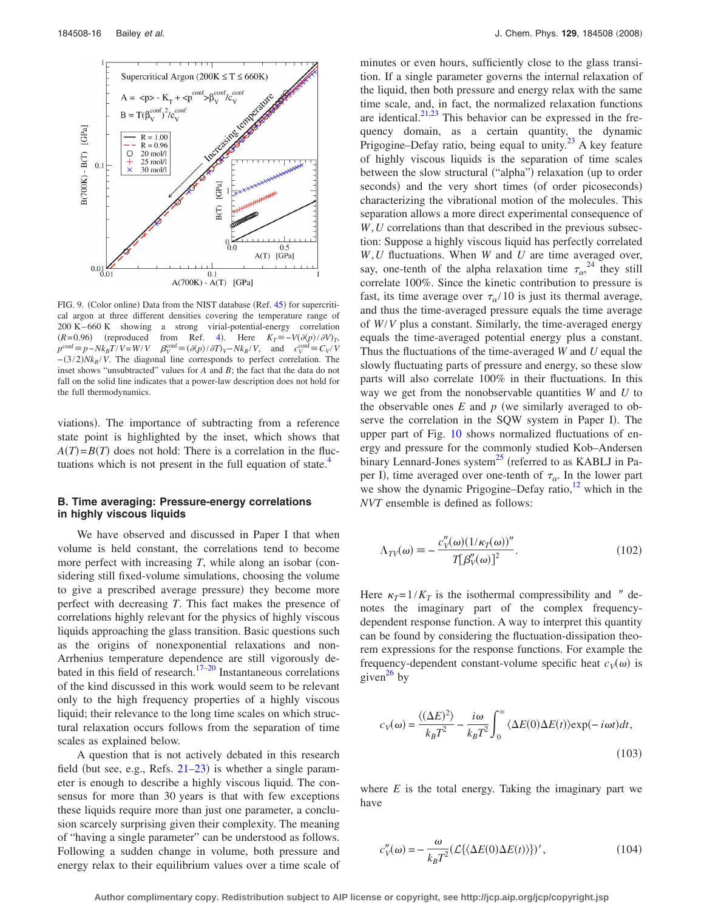FIG. 9. (Color online) Data from the NIST database (Ref. 45) for supercritical argon at three different densities covering the temperature range of 200 K–660 K showing a strong virial-potential-energy correlation ($R$=0.96) (reproduced from Ref. 4). Here $K_T \equiv -V(\partial \langle p \rangle / \partial V)_T$, $p^{\text{conf}} \equiv p - Nk_BT/V = W/V$ $\beta_V^{\text{conf}} \equiv (\partial \langle p \rangle / \partial T)_V - Nk_B/V$, and $c_V^{\text{conf}} \equiv C_V/V - (3/2)Nk_B/V$. The diagonal line corresponds to perfect correlation. The inset shows "unsubtracted" values for $A$ and $B$; the fact that the data do not fall on the solid line indicates that a power-law description does not hold for the full thermodynamics.

viations). The importance of subtracting from a reference state point is highlighted by the inset, which shows that $A(T)=B(T)$ does not hold: There is a correlation in the fluctuations which is not present in the full equation of state.[4]

### B. Time averaging: Pressure-energy correlations in highly viscous liquids

We have observed and discussed in Paper I that when volume is held constant, the correlations tend to become more perfect with increasing $T$, while along an isobar (considering still fixed-volume simulations, choosing the volume to give a prescribed average pressure) they become more perfect with decreasing $T$. This fact makes the presence of correlations highly relevant for the physics of highly viscous liquids approaching the glass transition. Basic questions such as the origins of nonexponential relaxations and non-Arrhenius temperature dependence are still vigorously debated in this field of research.[17–20] Instantaneous correlations of the kind discussed in this work would seem to be relevant only to the high frequency properties of a highly viscous liquid; their relevance to the long time scales on which structural relaxation occurs follows from the separation of time scales as explained below.

A question that is not actively debated in this research field (but see, e.g., Refs. 21–23) is whether a single parameter is enough to describe a highly viscous liquid. The consensus for more than 30 years is that with few exceptions these liquids require more than just one parameter, a conclusion scarcely surprising given their complexity. The meaning of "having a single parameter" can be understood as follows. Following a sudden change in volume, both pressure and energy relax to their equilibrium values over a time scale of minutes or even hours, sufficiently close to the glass transition. If a single parameter governs the internal relaxation of the liquid, then both pressure and energy relax with the same time scale, and, in fact, the normalized relaxation functions are identical.[21,23] This behavior can be expressed in the frequency domain, as a certain quantity, the dynamic Prigogine–Defay ratio, being equal to unity.[23] A key feature of highly viscous liquids is the separation of time scales between the slow structural ("alpha") relaxation (up to order seconds) and the very short times (of order picoseconds) characterizing the vibrational motion of the molecules. This separation allows a more direct experimental consequence of $W,U$ correlations than that described in the previous subsection: Suppose a highly viscous liquid has perfectly correlated $W,U$ fluctuations. When $W$ and $U$ are time averaged over, say, one-tenth of the alpha relaxation time $\tau_\alpha$,[24] they still correlate 100%. Since the kinetic contribution to pressure is fast, its time average over $\tau_\alpha/10$ is just its thermal average, and thus the time-averaged pressure equals the time average of $W/V$ plus a constant. Similarly, the time-averaged energy equals the time-averaged potential energy plus a constant. Thus the fluctuations of the time-averaged $W$ and $U$ equal the slowly fluctuating parts of pressure and energy, so these slow parts will also correlate 100% in their fluctuations. In this way we get from the nonobservable quantities $W$ and $U$ to the observable ones $E$ and $p$ (we similarly averaged to observe the correlation in the SQW system in Paper I). The upper part of Fig. 10 shows normalized fluctuations of energy and pressure for the commonly studied Kob–Andersen binary Lennard-Jones system[25] (referred to as KABLJ in Paper I), time averaged over one-tenth of $\tau_\alpha$. In the lower part we show the dynamic Prigogine–Defay ratio,[12] which in the $NVT$ ensemble is defined as follows:

$$\Lambda_{TV}(\omega) \equiv -\frac{c_V''(\omega)(1/\kappa_T(\omega))''}{T[\beta_V''(\omega)]^2}. \tag{102}$$

Here $\kappa_T = 1/K_T$ is the isothermal compressibility and $''$ denotes the imaginary part of the complex frequency-dependent response function. A way to interpret this quantity can be found by considering the fluctuation-dissipation theorem expressions for the response functions. For example the frequency-dependent constant-volume specific heat $c_V(\omega)$ is given[26] by

$$c_V(\omega) = \frac{\langle(\Delta E)^2\rangle}{k_BT^2} - \frac{i\omega}{k_BT^2}\int_0^\infty \langle \Delta E(0)\Delta E(t)\rangle \exp(-i\omega t)dt, \tag{103}$$

where $E$ is the total energy. Taking the imaginary part we have

$$c_V''(\omega) = -\frac{\omega}{k_BT^2}(\mathcal{L}\{\langle \Delta E(0)\Delta E(t)\rangle\})', \tag{104}$$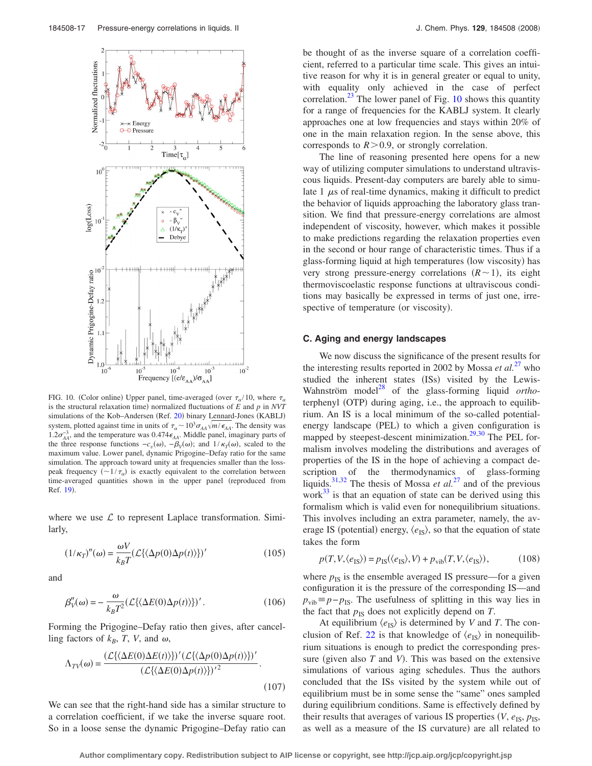FIG. 10. (Color online) Upper panel, time-averaged (over $\tau_\alpha/10$, where $\tau_\alpha$ is the structural relaxation time) normalized fluctuations of $E$ and $p$ in $NVT$ simulations of the Kob–Andersen (Ref. 20) binary Lennard-Jones (KABLJ) system, plotted against time in units of $\tau_\alpha \sim 10^3 \sigma_{AA}\sqrt{m/\epsilon_{AA}}$. The density was $1.2\sigma_{AA}^{-3}$, and the temperature was $0.474\epsilon_{AA}$. Middle panel, imaginary parts of the three response functions $-c_v(\omega)$, $-\beta_V(\omega)$; and $1/\kappa_T(\omega)$, scaled to the maximum value. Lower panel, dynamic Prigogine–Defay ratio for the same simulation. The approach toward unity at frequencies smaller than the loss-peak frequency ($\sim 1/\tau_\alpha$) is exactly equivalent to the correlation between time-averaged quantities shown in the upper panel (reproduced from Ref. 19).

where we use $\mathcal{L}$ to represent Laplace transformation. Similarly,

$$(1/\kappa_T)''(\omega) = \frac{\omega V}{k_B T}(\mathcal{L}\{\langle \Delta p(0)\Delta p(t)\rangle\})' \tag{105}$$

and

$$\beta_V''(\omega) = -\frac{\omega}{k_B T^2}(\mathcal{L}\{\langle \Delta E(0)\Delta p(t)\rangle\})'. \tag{106}$$

Forming the Prigogine–Defay ratio then gives, after cancelling factors of $k_B$, $T$, $V$, and $\omega$,

$$\Lambda_{TV}(\omega) = \frac{(\mathcal{L}\{\langle \Delta E(0)\Delta E(t)\rangle\})'(\mathcal{L}\{\langle \Delta p(0)\Delta p(t)\rangle\})'}{(\mathcal{L}\{\langle \Delta E(0)\Delta p(t)\rangle\})'^2}. \tag{107}$$

We can see that the right-hand side has a similar structure to a correlation coefficient, if we take the inverse square root. So in a loose sense the dynamic Prigogine–Defay ratio can be thought of as the inverse square of a correlation coefficient, referred to a particular time scale. This gives an intuitive reason for why it is in general greater or equal to unity, with equality only achieved in the case of perfect correlation.[23] The lower panel of Fig. 10 shows this quantity for a range of frequencies for the KABLJ system. It clearly approaches one at low frequencies and stays within 20% of one in the main relaxation region. In the sense above, this corresponds to $R > 0.9$, or strongly correlation.

The line of reasoning presented here opens for a new way of utilizing computer simulations to understand ultraviscous liquids. Present-day computers are barely able to simulate 1 $\mu$s of real-time dynamics, making it difficult to predict the behavior of liquids approaching the laboratory glass transition. We find that pressure-energy correlations are almost independent of viscosity, however, which makes it possible to make predictions regarding the relaxation properties even in the second or hour range of characteristic times. Thus if a glass-forming liquid at high temperatures (low viscosity) has very strong pressure-energy correlations ($R \sim 1$), its eight thermoviscoelastic response functions at ultraviscous conditions may basically be expressed in terms of just one, irrespective of temperature (or viscosity).

### C. Aging and energy landscapes

We now discuss the significance of the present results for the interesting results reported in 2002 by Mossa *et al.*[27] who studied the inherent states (ISs) visited by the Lewis-Wahnström model[28] of the glass-forming liquid *ortho*-terphenyl (OTP) during aging, i.e., the approach to equilibrium. An IS is a local minimum of the so-called potential-energy landscape (PEL) to which a given configuration is mapped by steepest-descent minimization.[29,30] The PEL formalism involves modeling the distributions and averages of properties of the IS in the hope of achieving a compact description of the thermodynamics of glass-forming liquids.[31,32] The thesis of Mossa *et al.*[27] and of the previous work[33] is that an equation of state can be derived using this formalism which is valid even for nonequilibrium situations. This involves including an extra parameter, namely, the average IS (potential) energy, $\langle e_{\rm IS}\rangle$, so that the equation of state takes the form

$$p(T,V,\langle e_{\rm IS}\rangle) = p_{\rm IS}(\langle e_{\rm IS}\rangle, V) + p_{\rm vib}(T,V,\langle e_{\rm IS}\rangle), \tag{108}$$

where $p_{\rm IS}$ is the ensemble averaged IS pressure—for a given configuration it is the pressure of the corresponding IS—and $p_{\rm vib} \equiv p - p_{\rm IS}$. The usefulness of splitting in this way lies in the fact that $p_{\rm IS}$ does not explicitly depend on $T$.

At equilibrium $\langle e_{\rm IS}\rangle$ is determined by $V$ and $T$. The conclusion of Ref. 22 is that knowledge of $\langle e_{\rm IS}\rangle$ in nonequilibrium situations is enough to predict the corresponding pressure (given also $T$ and $V$). This was based on the extensive simulations of various aging schedules. Thus the authors concluded that the ISs visited by the system while out of equilibrium must be in some sense the "same" ones sampled during equilibrium conditions. Same is effectively defined by their results that averages of various IS properties ($V$, $e_{\rm IS}$, $p_{\rm IS}$, as well as a measure of the IS curvature) are all related to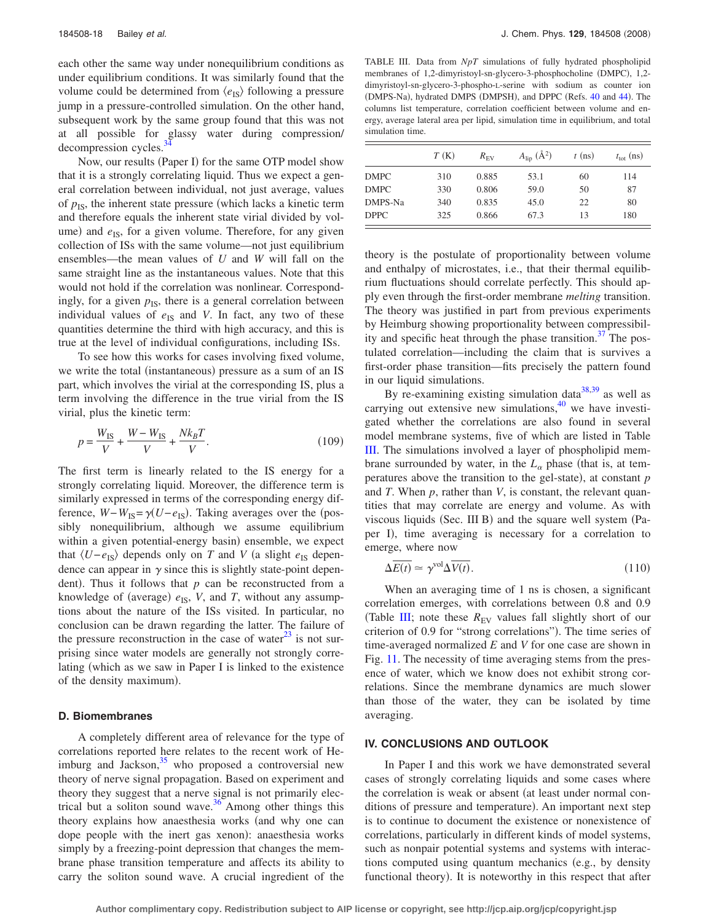each other the same way under nonequilibrium conditions as under equilibrium conditions. It was similarly found that the volume could be determined from $\langle e_{\mathrm{IS}} \rangle$ following a pressure jump in a pressure-controlled simulation. On the other hand, subsequent work by the same group found that this was not at all possible for glassy water during compression/decompression cycles.[34]

Now, our results (Paper I) for the same OTP model show that it is a strongly correlating liquid. Thus we expect a general correlation between individual, not just average, values of $p_{\mathrm{IS}}$, the inherent state pressure (which lacks a kinetic term and therefore equals the inherent state virial divided by volume) and $e_{\mathrm{IS}}$, for a given volume. Therefore, for any given collection of ISs with the same volume—not just equilibrium ensembles—the mean values of $U$ and $W$ will fall on the same straight line as the instantaneous values. Note that this would not hold if the correlation was nonlinear. Correspondingly, for a given $p_{\mathrm{IS}}$, there is a general correlation between individual values of $e_{\mathrm{IS}}$ and $V$. In fact, any two of these quantities determine the third with high accuracy, and this is true at the level of individual configurations, including ISs.

To see how this works for cases involving fixed volume, we write the total (instantaneous) pressure as a sum of an IS part, which involves the virial at the corresponding IS, plus a term involving the difference in the true virial from the IS virial, plus the kinetic term:

$$p = \frac{W_{\mathrm{IS}}}{V} + \frac{W - W_{\mathrm{IS}}}{V} + \frac{N k_B T}{V}. \tag{109}$$

The first term is linearly related to the IS energy for a strongly correlating liquid. Moreover, the difference term is similarly expressed in terms of the corresponding energy difference, $W - W_{\mathrm{IS}} = \gamma (U - e_{\mathrm{IS}})$. Taking averages over the (possibly nonequilibrium, although we assume equilibrium within a given potential-energy basin) ensemble, we expect that $\langle U - e_{\mathrm{IS}} \rangle$ depends only on $T$ and $V$ (a slight $e_{\mathrm{IS}}$ dependence can appear in $\gamma$ since this is slightly state-point dependent). Thus it follows that $p$ can be reconstructed from a knowledge of (average) $e_{\mathrm{IS}}$, $V$, and $T$, without any assumptions about the nature of the ISs visited. In particular, no conclusion can be drawn regarding the latter. The failure of the pressure reconstruction in the case of water[23] is not surprising since water models are generally not strongly correlating (which as we saw in Paper I is linked to the existence of the density maximum).

### D. Biomembranes

A completely different area of relevance for the type of correlations reported here relates to the recent work of Heimburg and Jackson,[35] who proposed a controversial new theory of nerve signal propagation. Based on experiment and theory they suggest that a nerve signal is not primarily electrical but a soliton sound wave.[36] Among other things this theory explains how anaesthesia works (and why one can dope people with the inert gas xenon): anaesthesia works simply by a freezing-point depression that changes the membrane phase transition temperature and affects its ability to carry the soliton sound wave. A crucial ingredient of the theory is the postulate of proportionality between volume and enthalpy of microstates, i.e., that their thermal equilibrium fluctuations should correlate perfectly. This should apply even through the first-order membrane *melting* transition. The theory was justified in part from previous experiments by Heimburg showing proportionality between compressibility and specific heat through the phase transition.[37] The postulated correlation—including the claim that is survives a first-order phase transition—fits precisely the pattern found in our liquid simulations.

TABLE III. Data from *NpT* simulations of fully hydrated phospholipid membranes of 1,2-dimyristoyl-sn-glycero-3-phosphocholine (DMPC), 1,2-dimyristoyl-sn-glycero-3-phospho-L-serine with sodium as counter ion (DMPS-Na), hydrated DMPS (DMPSH), and DPPC (Refs. 40 and 44). The columns list temperature, correlation coefficient between volume and energy, average lateral area per lipid, simulation time in equilibrium, and total simulation time.

| | $T$ (K) | $R_{\mathrm{EV}}$ | $A_{\mathrm{lip}}$ (Å$^2$) | $t$ (ns) | $t_{\mathrm{tot}}$ (ns) |
|---|---|---|---|---|---|
| DMPC | 310 | 0.885 | 53.1 | 60 | 114 |
| DMPC | 330 | 0.806 | 59.0 | 50 | 87 |
| DMPS-Na | 340 | 0.835 | 45.0 | 22 | 80 |
| DPPC | 325 | 0.866 | 67.3 | 13 | 180 |

By re-examining existing simulation data[38,39] as well as carrying out extensive new simulations,[40] we have investigated whether the correlations are also found in several model membrane systems, five of which are listed in Table III. The simulations involved a layer of phospholipid membrane surrounded by water, in the $L_\alpha$ phase (that is, at temperatures above the transition to the gel-state), at constant $p$ and $T$. When $p$, rather than $V$, is constant, the relevant quantities that may correlate are energy and volume. As with viscous liquids (Sec. III B) and the square well system (Paper I), time averaging is necessary for a correlation to emerge, where now

$$\Delta \overline{E(t)} \simeq \gamma^{\mathrm{vol}} \Delta \overline{V(t)}. \tag{110}$$

When an averaging time of 1 ns is chosen, a significant correlation emerges, with correlations between 0.8 and 0.9 (Table III; note these $R_{\mathrm{EV}}$ values fall slightly short of our criterion of 0.9 for "strong correlations"). The time series of time-averaged normalized $E$ and $V$ for one case are shown in Fig. 11. The necessity of time averaging stems from the presence of water, which we know does not exhibit strong correlations. Since the membrane dynamics are much slower than those of the water, they can be isolated by time averaging.

## IV. CONCLUSIONS AND OUTLOOK

In Paper I and this work we have demonstrated several cases of strongly correlating liquids and some cases where the correlation is weak or absent (at least under normal conditions of pressure and temperature). An important next step is to continue to document the existence or nonexistence of correlations, particularly in different kinds of model systems, such as nonpair potential systems and systems with interactions computed using quantum mechanics (e.g., by density functional theory). It is noteworthy in this respect that after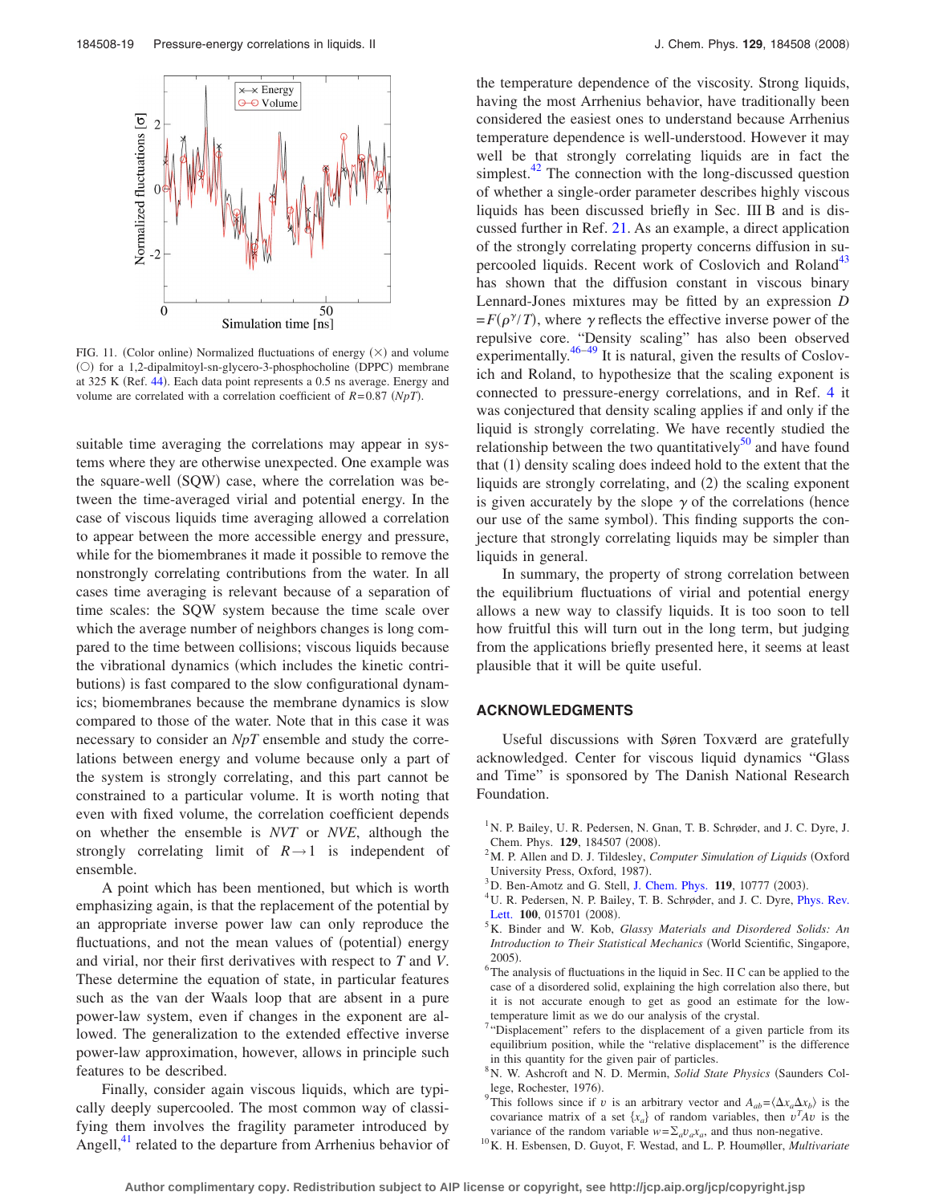FIG. 11. (Color online) Normalized fluctuations of energy (×) and volume (○) for a 1,2-dipalmitoyl-sn-glycero-3-phosphocholine (DPPC) membrane at 325 K (Ref. 44). Each data point represents a 0.5 ns average. Energy and volume are correlated with a correlation coefficient of $R=0.87$ ($NpT$).

suitable time averaging the correlations may appear in systems where they are otherwise unexpected. One example was the square-well (SQW) case, where the correlation was between the time-averaged virial and potential energy. In the case of viscous liquids time averaging allowed a correlation to appear between the more accessible energy and pressure, while for the biomembranes it made it possible to remove the nonstrongly correlating contributions from the water. In all cases time averaging is relevant because of a separation of time scales: the SQW system because the time scale over which the average number of neighbors changes is long compared to the time between collisions; viscous liquids because the vibrational dynamics (which includes the kinetic contributions) is fast compared to the slow configurational dynamics; biomembranes because the membrane dynamics is slow compared to those of the water. Note that in this case it was necessary to consider an $NpT$ ensemble and study the correlations between energy and volume because only a part of the system is strongly correlating, and this part cannot be constrained to a particular volume. It is worth noting that even with fixed volume, the correlation coefficient depends on whether the ensemble is $NVT$ or $NVE$, although the strongly correlating limit of $R\to 1$ is independent of ensemble.

A point which has been mentioned, but which is worth emphasizing again, is that the replacement of the potential by an appropriate inverse power law can only reproduce the fluctuations, and not the mean values of (potential) energy and virial, nor their first derivatives with respect to $T$ and $V$. These determine the equation of state, in particular features such as the van der Waals loop that are absent in a pure power-law system, even if changes in the exponent are allowed. The generalization to the extended effective inverse power-law approximation, however, allows in principle such features to be described.

Finally, consider again viscous liquids, which are typically deeply supercooled. The most common way of classifying them involves the fragility parameter introduced by Angell,[41] related to the departure from Arrhenius behavior of the temperature dependence of the viscosity. Strong liquids, having the most Arrhenius behavior, have traditionally been considered the easiest ones to understand because Arrhenius temperature dependence is well-understood. However it may well be that strongly correlating liquids are in fact the simplest.[42] The connection with the long-discussed question of whether a single-order parameter describes highly viscous liquids has been discussed briefly in Sec. III B and is discussed further in Ref. 21. As an example, a direct application of the strongly correlating property concerns diffusion in supercooled liquids. Recent work of Coslovich and Roland[43] has shown that the diffusion constant in viscous binary Lennard-Jones mixtures may be fitted by an expression $D = F(\rho^{\gamma}/T)$, where $\gamma$ reflects the effective inverse power of the repulsive core. "Density scaling" has also been observed experimentally.[46–49] It is natural, given the results of Coslovich and Roland, to hypothesize that the scaling exponent is connected to pressure-energy correlations, and in Ref. 4 it was conjectured that density scaling applies if and only if the liquid is strongly correlating. We have recently studied the relationship between the two quantitatively[50] and have found that (1) density scaling does indeed hold to the extent that the liquids are strongly correlating, and (2) the scaling exponent is given accurately by the slope $\gamma$ of the correlations (hence our use of the same symbol). This finding supports the conjecture that strongly correlating liquids may be simpler than liquids in general.

In summary, the property of strong correlation between the equilibrium fluctuations of virial and potential energy allows a new way to classify liquids. It is too soon to tell how fruitful this will turn out in the long term, but judging from the applications briefly presented here, it seems at least plausible that it will be quite useful.

## ACKNOWLEDGMENTS

Useful discussions with Søren Toxværd are gratefully acknowledged. Center for viscous liquid dynamics "Glass and Time" is sponsored by The Danish National Research Foundation.

[1] N. P. Bailey, U. R. Pedersen, N. Gnan, T. B. Schrøder, and J. C. Dyre, J. Chem. Phys. **129**, 184507 (2008).

[2] M. P. Allen and D. J. Tildesley, *Computer Simulation of Liquids* (Oxford University Press, Oxford, 1987).

[3] D. Ben-Amotz and G. Stell, J. Chem. Phys. **119**, 10777 (2003).

[4] U. R. Pedersen, N. P. Bailey, T. B. Schrøder, and J. C. Dyre, Phys. Rev. Lett. **100**, 015701 (2008).

[5] K. Binder and W. Kob, *Glassy Materials and Disordered Solids: An Introduction to Their Statistical Mechanics* (World Scientific, Singapore, 2005).

[6] The analysis of fluctuations in the liquid in Sec. II C can be applied to the case of a disordered solid, explaining the high correlation also there, but it is not accurate enough to get as good an estimate for the low-temperature limit as we do our analysis of the crystal.

[7] "Displacement" refers to the displacement of a given particle from its equilibrium position, while the "relative displacement" is the difference in this quantity for the given pair of particles.

[8] N. W. Ashcroft and N. D. Mermin, *Solid State Physics* (Saunders College, Rochester, 1976).

[9] This follows since if $v$ is an arbitrary vector and $A_{ab}=\langle\Delta x_a \Delta x_b\rangle$ is the covariance matrix of a set $\{x_a\}$ of random variables, then $v^T A v$ is the variance of the random variable $w=\Sigma_a v_a x_a$, and thus non-negative.

[10] K. H. Esbensen, D. Guyot, F. Westad, and L. P. Houmøller, *Multivariate*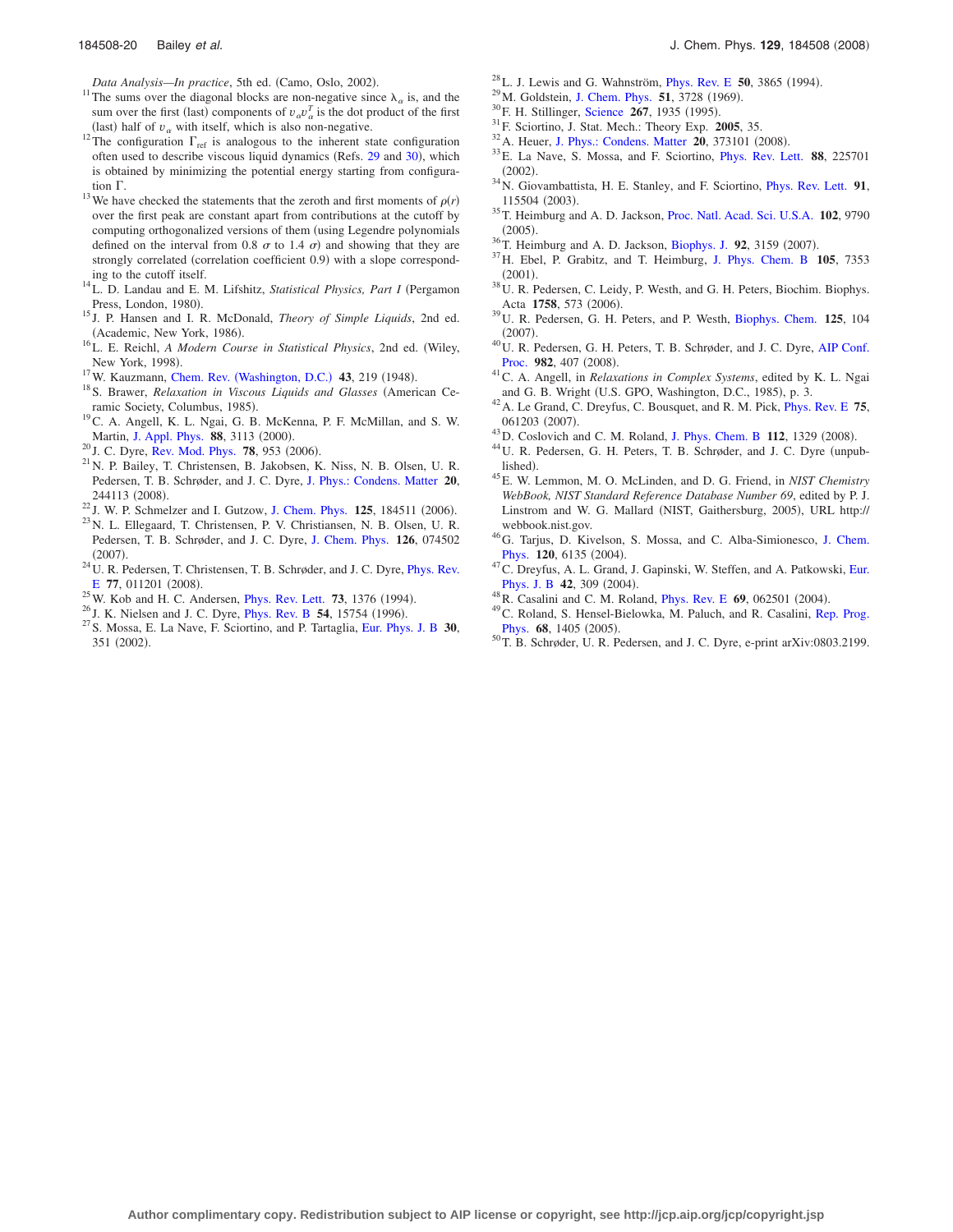*Data Analysis—In practice*, 5th ed. (Camo, Oslo, 2002).

[11] The sums over the diagonal blocks are non-negative since $\lambda_\alpha$ is, and the sum over the first (last) components of $v_\alpha v_\alpha^T$ is the dot product of the first (last) half of $v_\alpha$ with itself, which is also non-negative.

[12] The configuration $\Gamma_{\mathrm{ref}}$ is analogous to the inherent state configuration often used to describe viscous liquid dynamics (Refs. 29 and 30), which is obtained by minimizing the potential energy starting from configuration $\Gamma$.

[13] We have checked the statements that the zeroth and first moments of $\rho(r)$ over the first peak are constant apart from contributions at the cutoff by computing orthogonalized versions of them (using Legendre polynomials defined on the interval from 0.8 $\sigma$ to 1.4 $\sigma$) and showing that they are strongly correlated (correlation coefficient 0.9) with a slope corresponding to the cutoff itself.

[14] L. D. Landau and E. M. Lifshitz, *Statistical Physics, Part I* (Pergamon Press, London, 1980).

[15] J. P. Hansen and I. R. McDonald, *Theory of Simple Liquids*, 2nd ed. (Academic, New York, 1986).

[16] L. E. Reichl, *A Modern Course in Statistical Physics*, 2nd ed. (Wiley, New York, 1998).

[17] W. Kauzmann, Chem. Rev. (Washington, D.C.) **43**, 219 (1948).

[18] S. Brawer, *Relaxation in Viscous Liquids and Glasses* (American Ceramic Society, Columbus, 1985).

[19] C. A. Angell, K. L. Ngai, G. B. McKenna, P. F. McMillan, and S. W. Martin, J. Appl. Phys. **88**, 3113 (2000).

[20] J. C. Dyre, Rev. Mod. Phys. **78**, 953 (2006).

[21] N. P. Bailey, T. Christensen, B. Jakobsen, K. Niss, N. B. Olsen, U. R. Pedersen, T. B. Schrøder, and J. C. Dyre, J. Phys.: Condens. Matter **20**, 244113 (2008).

[22] J. W. P. Schmelzer and I. Gutzow, J. Chem. Phys. **125**, 184511 (2006).

[23] N. L. Ellegaard, T. Christensen, P. V. Christiansen, N. B. Olsen, U. R. Pedersen, T. B. Schrøder, and J. C. Dyre, J. Chem. Phys. **126**, 074502 (2007).

[24] U. R. Pedersen, T. Christensen, T. B. Schrøder, and J. C. Dyre, Phys. Rev. E **77**, 011201 (2008).

[25] W. Kob and H. C. Andersen, Phys. Rev. Lett. **73**, 1376 (1994).

[26] J. K. Nielsen and J. C. Dyre, Phys. Rev. B **54**, 15754 (1996).

[27] S. Mossa, E. La Nave, F. Sciortino, and P. Tartaglia, Eur. Phys. J. B **30**, 351 (2002).

[28] L. J. Lewis and G. Wahnström, Phys. Rev. E **50**, 3865 (1994).

[29] M. Goldstein, J. Chem. Phys. **51**, 3728 (1969).

[30] F. H. Stillinger, Science **267**, 1935 (1995).

[31] F. Sciortino, J. Stat. Mech.: Theory Exp. **2005**, 35.

[32] A. Heuer, J. Phys.: Condens. Matter **20**, 373101 (2008).

[33] E. La Nave, S. Mossa, and F. Sciortino, Phys. Rev. Lett. **88**, 225701 (2002).

[34] N. Giovambattista, H. E. Stanley, and F. Sciortino, Phys. Rev. Lett. **91**, 115504 (2003).

[35] T. Heimburg and A. D. Jackson, Proc. Natl. Acad. Sci. U.S.A. **102**, 9790 (2005).

[36] T. Heimburg and A. D. Jackson, Biophys. J. **92**, 3159 (2007).

[37] H. Ebel, P. Grabitz, and T. Heimburg, J. Phys. Chem. B **105**, 7353 (2001).

[38] U. R. Pedersen, C. Leidy, P. Westh, and G. H. Peters, Biochim. Biophys. Acta **1758**, 573 (2006).

[39] U. R. Pedersen, G. H. Peters, and P. Westh, Biophys. Chem. **125**, 104 (2007).

[40] U. R. Pedersen, G. H. Peters, T. B. Schrøder, and J. C. Dyre, AIP Conf. Proc. **982**, 407 (2008).

[41] C. A. Angell, in *Relaxations in Complex Systems*, edited by K. L. Ngai and G. B. Wright (U.S. GPO, Washington, D.C., 1985), p. 3.

[42] A. Le Grand, C. Dreyfus, C. Bousquet, and R. M. Pick, Phys. Rev. E **75**, 061203 (2007).

[43] D. Coslovich and C. M. Roland, J. Phys. Chem. B **112**, 1329 (2008).

[44] U. R. Pedersen, G. H. Peters, T. B. Schrøder, and J. C. Dyre (unpublished).

[45] E. W. Lemmon, M. O. McLinden, and D. G. Friend, in *NIST Chemistry WebBook, NIST Standard Reference Database Number 69*, edited by P. J. Linstrom and W. G. Mallard (NIST, Gaithersburg, 2005), URL http://webbook.nist.gov.

[46] G. Tarjus, D. Kivelson, S. Mossa, and C. Alba-Simionesco, J. Chem. Phys. **120**, 6135 (2004).

[47] C. Dreyfus, A. L. Grand, J. Gapinski, W. Steffen, and A. Patkowski, Eur. Phys. J. B **42**, 309 (2004).

[48] R. Casalini and C. M. Roland, Phys. Rev. E **69**, 062501 (2004).

[49] C. Roland, S. Hensel-Bielowka, M. Paluch, and R. Casalini, Rep. Prog. Phys. **68**, 1405 (2005).

[50] T. B. Schrøder, U. R. Pedersen, and J. C. Dyre, e-print arXiv:0803.2199.